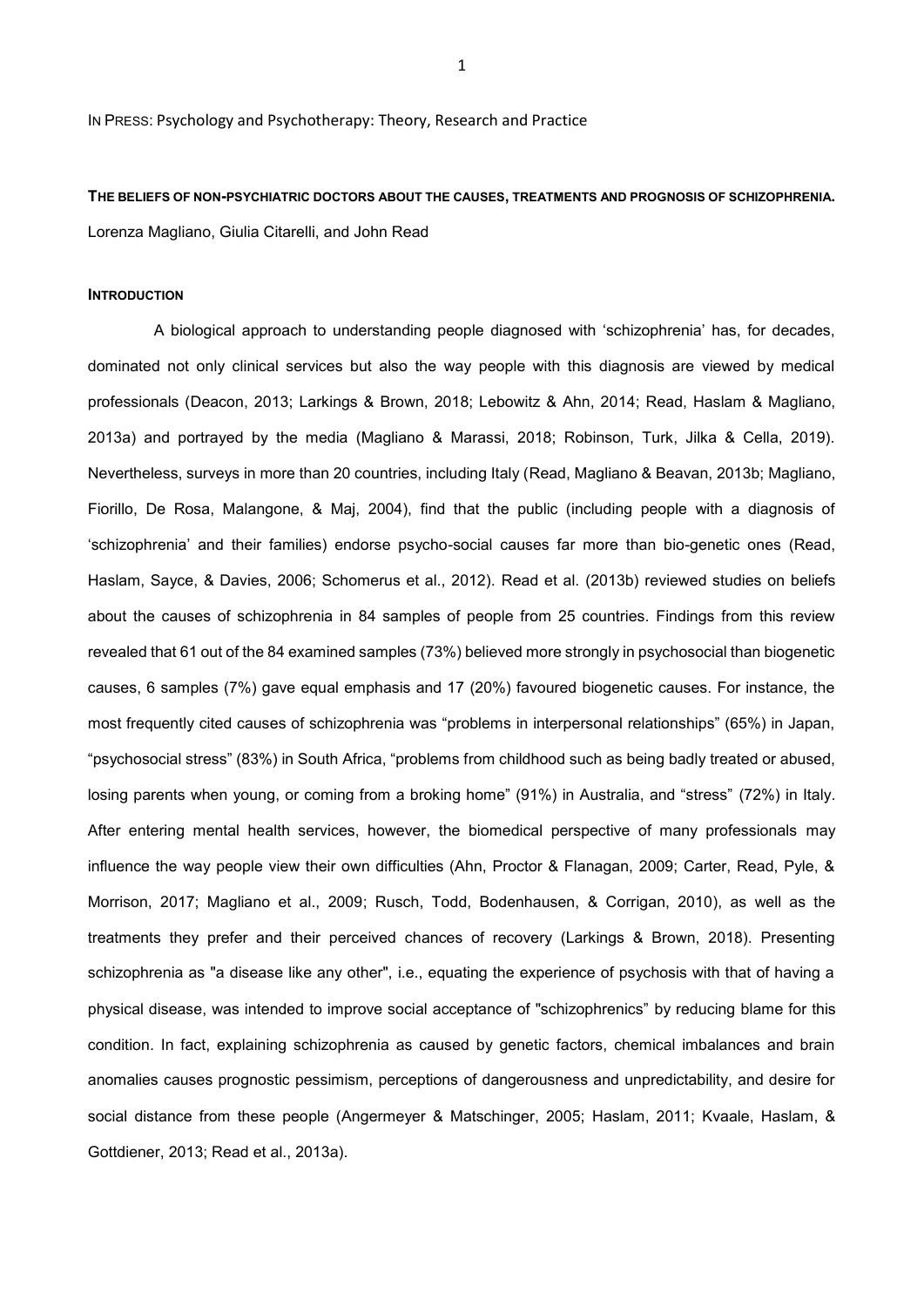IN PRESS: Psychology and Psychotherapy: Theory, Research and Practice

**THE BELIEFS OF NON-PSYCHIATRIC DOCTORS ABOUT THE CAUSES, TREATMENTS AND PROGNOSIS OF SCHIZOPHRENIA.**

Lorenza Magliano, Giulia Citarelli, and John Read

## INTRODUCTION

A biological approach to understanding people diagnosed with 'schizophrenia' has, for decades, dominated not only clinical services but also the way people with this diagnosis are viewed by medical professionals (Deacon, 2013; Larkings & Brown, 2018; Lebowitz & Ahn, 2014; Read, Haslam & Magliano, 2013a) and portrayed by the media (Magliano & Marassi, 2018; Robinson, Turk, Jilka & Cella, 2019). Nevertheless, surveys in more than 20 countries, including Italy (Read, Magliano & Beavan, 2013b; Magliano, Fiorillo, De Rosa, Malangone, & Maj, 2004), find that the public (including people with a diagnosis of 'schizophrenia' and their families) endorse psycho-social causes far more than bio-genetic ones (Read, Haslam, Sayce, & Davies, 2006; Schomerus et al., 2012). Read et al. (2013b) reviewed studies on beliefs about the causes of schizophrenia in 84 samples of people from 25 countries. Findings from this review revealed that 61 out of the 84 examined samples (73%) believed more strongly in psychosocial than biogenetic causes, 6 samples (7%) gave equal emphasis and 17 (20%) favoured biogenetic causes. For instance, the most frequently cited causes of schizophrenia was "problems in interpersonal relationships" (65%) in Japan, "psychosocial stress" (83%) in South Africa, "problems from childhood such as being badly treated or abused, losing parents when young, or coming from a broking home" (91%) in Australia, and "stress" (72%) in Italy. After entering mental health services, however, the biomedical perspective of many professionals may influence the way people view their own difficulties (Ahn, Proctor & Flanagan, 2009; Carter, Read, Pyle, & Morrison, 2017; Magliano et al., 2009; Rusch, Todd, Bodenhausen, & Corrigan, 2010), as well as the treatments they prefer and their perceived chances of recovery (Larkings & Brown, 2018). Presenting schizophrenia as "a disease like any other", i.e., equating the experience of psychosis with that of having a physical disease, was intended to improve social acceptance of "schizophrenics" by reducing blame for this condition. In fact, explaining schizophrenia as caused by genetic factors, chemical imbalances and brain anomalies causes prognostic pessimism, perceptions of dangerousness and unpredictability, and desire for social distance from these people (Angermeyer & Matschinger, 2005; Haslam, 2011; Kvaale, Haslam, & Gottdiener, 2013; Read et al., 2013a).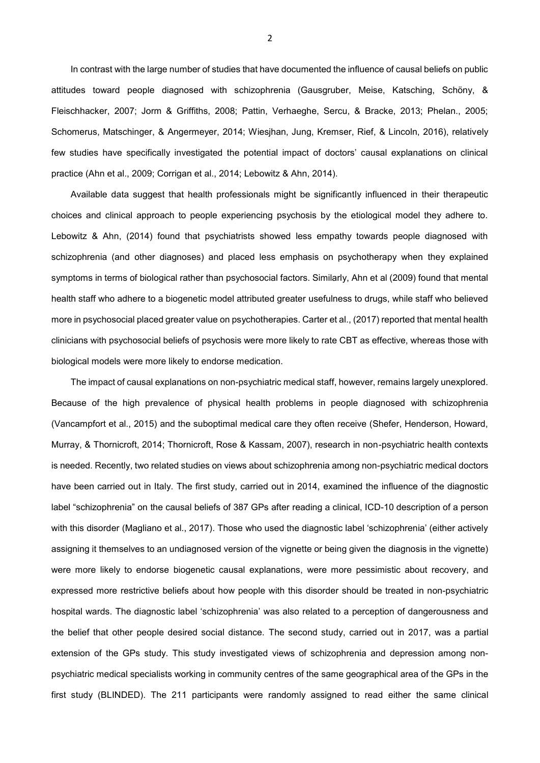In contrast with the large number of studies that have documented the influence of causal beliefs on public attitudes toward people diagnosed with schizophrenia (Gausgruber, Meise, Katsching, Schöny, & Fleischhacker, 2007; Jorm & Griffiths, 2008; Pattin, Verhaeghe, Sercu, & Bracke, 2013; Phelan., 2005; Schomerus, Matschinger, & Angermeyer, 2014; Wiesjhan, Jung, Kremser, Rief, & Lincoln, 2016), relatively few studies have specifically investigated the potential impact of doctors' causal explanations on clinical practice (Ahn et al., 2009; Corrigan et al., 2014; Lebowitz & Ahn, 2014).

Available data suggest that health professionals might be significantly influenced in their therapeutic choices and clinical approach to people experiencing psychosis by the etiological model they adhere to. Lebowitz & Ahn, (2014) found that psychiatrists showed less empathy towards people diagnosed with schizophrenia (and other diagnoses) and placed less emphasis on psychotherapy when they explained symptoms in terms of biological rather than psychosocial factors. Similarly, Ahn et al (2009) found that mental health staff who adhere to a biogenetic model attributed greater usefulness to drugs, while staff who believed more in psychosocial placed greater value on psychotherapies. Carter et al., (2017) reported that mental health clinicians with psychosocial beliefs of psychosis were more likely to rate CBT as effective, whereas those with biological models were more likely to endorse medication.

The impact of causal explanations on non-psychiatric medical staff, however, remains largely unexplored. Because of the high prevalence of physical health problems in people diagnosed with schizophrenia (Vancampfort et al., 2015) and the suboptimal medical care they often receive (Shefer, Henderson, Howard, Murray, & Thornicroft, 2014; Thornicroft, Rose & Kassam, 2007), research in non-psychiatric health contexts is needed. Recently, two related studies on views about schizophrenia among non-psychiatric medical doctors have been carried out in Italy. The first study, carried out in 2014, examined the influence of the diagnostic label "schizophrenia" on the causal beliefs of 387 GPs after reading a clinical, ICD-10 description of a person with this disorder (Magliano et al., 2017). Those who used the diagnostic label 'schizophrenia' (either actively assigning it themselves to an undiagnosed version of the vignette or being given the diagnosis in the vignette) were more likely to endorse biogenetic causal explanations, were more pessimistic about recovery, and expressed more restrictive beliefs about how people with this disorder should be treated in non-psychiatric hospital wards. The diagnostic label 'schizophrenia' was also related to a perception of dangerousness and the belief that other people desired social distance. The second study, carried out in 2017, was a partial extension of the GPs study. This study investigated views of schizophrenia and depression among non-psychiatric medical specialists working in community centres of the same geographical area of the GPs in the first study (BLINDED). The 211 participants were randomly assigned to read either the same clinical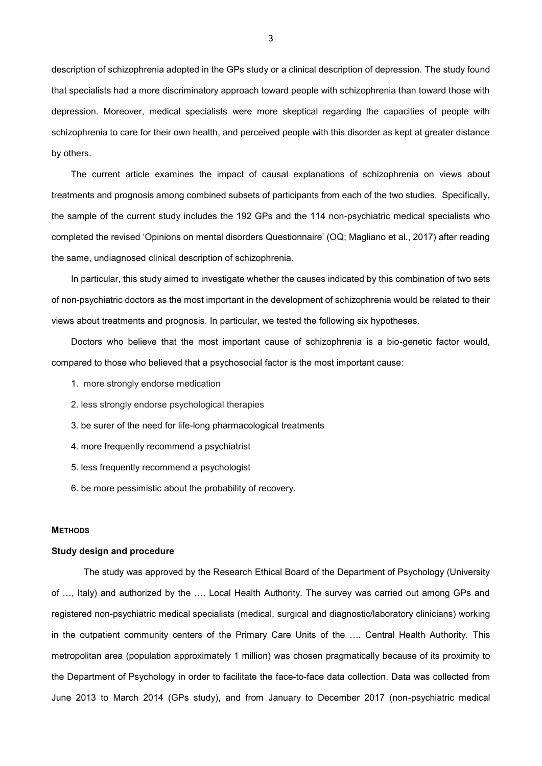description of schizophrenia adopted in the GPs study or a clinical description of depression. The study found that specialists had a more discriminatory approach toward people with schizophrenia than toward those with depression. Moreover, medical specialists were more skeptical regarding the capacities of people with schizophrenia to care for their own health, and perceived people with this disorder as kept at greater distance by others.

The current article examines the impact of causal explanations of schizophrenia on views about treatments and prognosis among combined subsets of participants from each of the two studies. Specifically, the sample of the current study includes the 192 GPs and the 114 non-psychiatric medical specialists who completed the revised 'Opinions on mental disorders Questionnaire' (OQ; Magliano et al., 2017) after reading the same, undiagnosed clinical description of schizophrenia.

In particular, this study aimed to investigate whether the causes indicated by this combination of two sets of non-psychiatric doctors as the most important in the development of schizophrenia would be related to their views about treatments and prognosis. In particular, we tested the following six hypotheses.

Doctors who believe that the most important cause of schizophrenia is a bio-genetic factor would, compared to those who believed that a psychosocial factor is the most important cause:

1. more strongly endorse medication
2. less strongly endorse psychological therapies
3. be surer of the need for life-long pharmacological treatments
4. more frequently recommend a psychiatrist
5. less frequently recommend a psychologist
6. be more pessimistic about the probability of recovery.

## METHODS

### Study design and procedure

The study was approved by the Research Ethical Board of the Department of Psychology (University of …, Italy) and authorized by the …. Local Health Authority. The survey was carried out among GPs and registered non-psychiatric medical specialists (medical, surgical and diagnostic/laboratory clinicians) working in the outpatient community centers of the Primary Care Units of the …. Central Health Authority. This metropolitan area (population approximately 1 million) was chosen pragmatically because of its proximity to the Department of Psychology in order to facilitate the face-to-face data collection. Data was collected from June 2013 to March 2014 (GPs study), and from January to December 2017 (non-psychiatric medical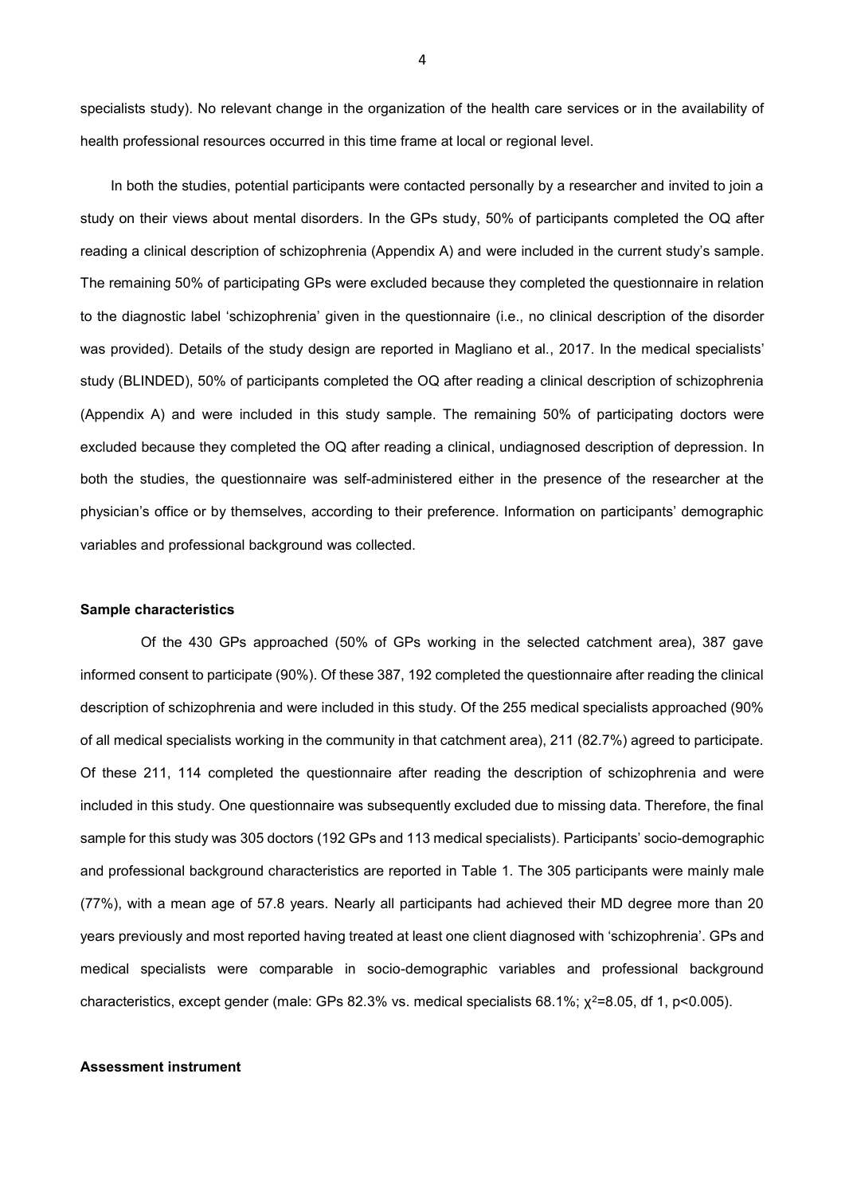specialists study). No relevant change in the organization of the health care services or in the availability of health professional resources occurred in this time frame at local or regional level.

In both the studies, potential participants were contacted personally by a researcher and invited to join a study on their views about mental disorders. In the GPs study, 50% of participants completed the OQ after reading a clinical description of schizophrenia (Appendix A) and were included in the current study's sample. The remaining 50% of participating GPs were excluded because they completed the questionnaire in relation to the diagnostic label 'schizophrenia' given in the questionnaire (i.e., no clinical description of the disorder was provided). Details of the study design are reported in Magliano et al., 2017. In the medical specialists' study (BLINDED), 50% of participants completed the OQ after reading a clinical description of schizophrenia (Appendix A) and were included in this study sample. The remaining 50% of participating doctors were excluded because they completed the OQ after reading a clinical, undiagnosed description of depression. In both the studies, the questionnaire was self-administered either in the presence of the researcher at the physician's office or by themselves, according to their preference. Information on participants' demographic variables and professional background was collected.

**Sample characteristics**

Of the 430 GPs approached (50% of GPs working in the selected catchment area), 387 gave informed consent to participate (90%). Of these 387, 192 completed the questionnaire after reading the clinical description of schizophrenia and were included in this study. Of the 255 medical specialists approached (90% of all medical specialists working in the community in that catchment area), 211 (82.7%) agreed to participate. Of these 211, 114 completed the questionnaire after reading the description of schizophrenia and were included in this study. One questionnaire was subsequently excluded due to missing data. Therefore, the final sample for this study was 305 doctors (192 GPs and 113 medical specialists). Participants' socio-demographic and professional background characteristics are reported in Table 1. The 305 participants were mainly male (77%), with a mean age of 57.8 years. Nearly all participants had achieved their MD degree more than 20 years previously and most reported having treated at least one client diagnosed with 'schizophrenia'. GPs and medical specialists were comparable in socio-demographic variables and professional background characteristics, except gender (male: GPs 82.3% vs. medical specialists 68.1%; $\chi^2$=8.05, df 1, $p<0.005$).

**Assessment instrument**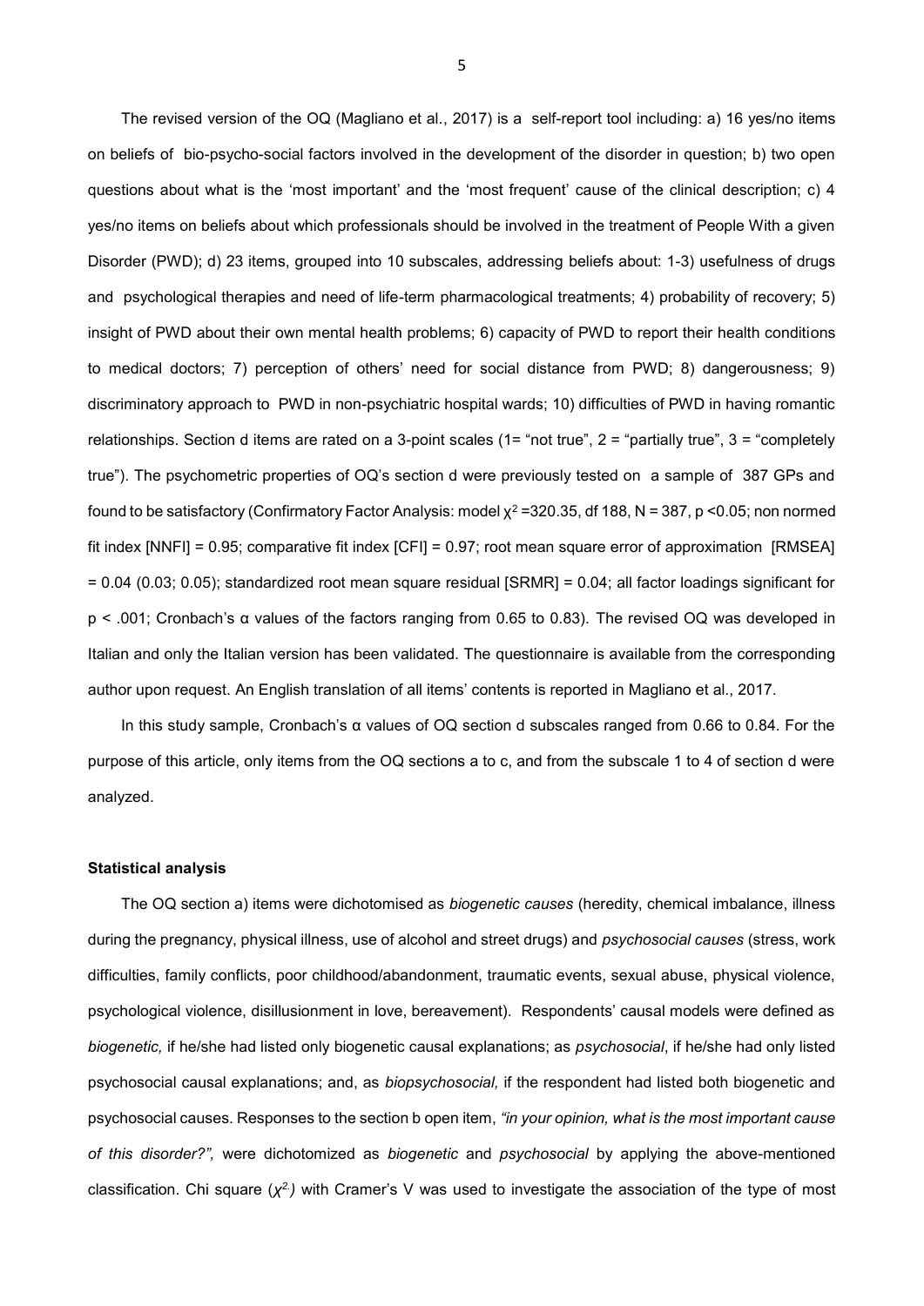The revised version of the OQ (Magliano et al., 2017) is a self-report tool including: a) 16 yes/no items on beliefs of bio-psycho-social factors involved in the development of the disorder in question; b) two open questions about what is the 'most important' and the 'most frequent' cause of the clinical description; c) 4 yes/no items on beliefs about which professionals should be involved in the treatment of People With a given Disorder (PWD); d) 23 items, grouped into 10 subscales, addressing beliefs about: 1-3) usefulness of drugs and psychological therapies and need of life-term pharmacological treatments; 4) probability of recovery; 5) insight of PWD about their own mental health problems; 6) capacity of PWD to report their health conditions to medical doctors; 7) perception of others' need for social distance from PWD; 8) dangerousness; 9) discriminatory approach to PWD in non-psychiatric hospital wards; 10) difficulties of PWD in having romantic relationships. Section d items are rated on a 3-point scales (1= "not true", 2 = "partially true", 3 = "completely true"). The psychometric properties of OQ's section d were previously tested on a sample of 387 GPs and found to be satisfactory (Confirmatory Factor Analysis: model $\chi^2$ =320.35, df 188, N = 387, $p$ <0.05; non normed fit index [NNFI] = 0.95; comparative fit index [CFI] = 0.97; root mean square error of approximation [RMSEA] = 0.04 (0.03; 0.05); standardized root mean square residual [SRMR] = 0.04; all factor loadings significant for $p$ < .001; Cronbach's α values of the factors ranging from 0.65 to 0.83). The revised OQ was developed in Italian and only the Italian version has been validated. The questionnaire is available from the corresponding author upon request. An English translation of all items' contents is reported in Magliano et al., 2017.

In this study sample, Cronbach's α values of OQ section d subscales ranged from 0.66 to 0.84. For the purpose of this article, only items from the OQ sections a to c, and from the subscale 1 to 4 of section d were analyzed.

### Statistical analysis

The OQ section a) items were dichotomised as *biogenetic causes* (heredity, chemical imbalance, illness during the pregnancy, physical illness, use of alcohol and street drugs) and *psychosocial causes* (stress, work difficulties, family conflicts, poor childhood/abandonment, traumatic events, sexual abuse, physical violence, psychological violence, disillusionment in love, bereavement). Respondents' causal models were defined as *biogenetic,* if he/she had listed only biogenetic causal explanations; as *psychosocial*, if he/she had only listed psychosocial causal explanations; and, as *biopsychosocial,* if the respondent had listed both biogenetic and psychosocial causes. Responses to the section b open item, *"in your opinion, what is the most important cause of this disorder?",* were dichotomized as *biogenetic* and *psychosocial* by applying the above-mentioned classification. Chi square ($\chi^2$) with Cramer's V was used to investigate the association of the type of most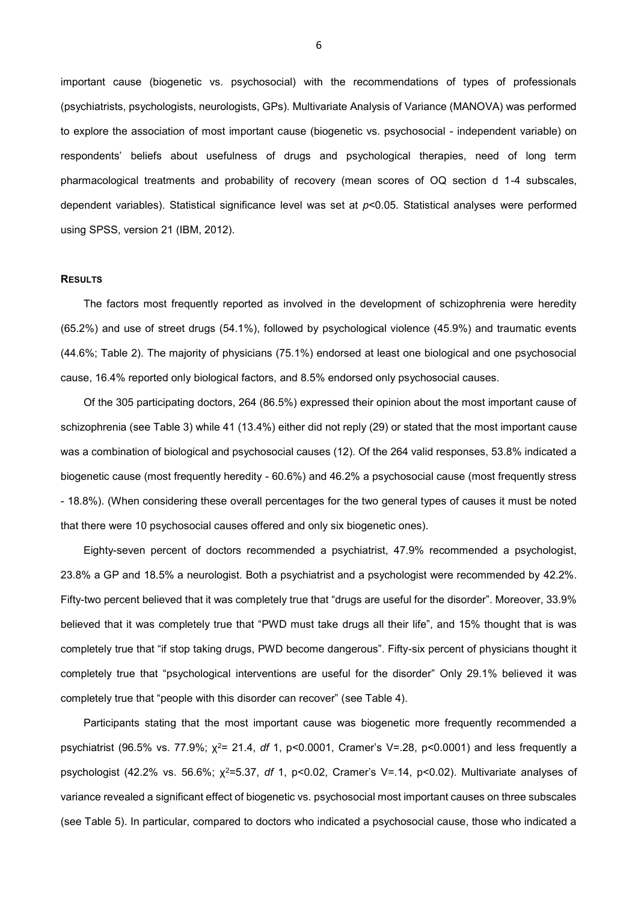important cause (biogenetic vs. psychosocial) with the recommendations of types of professionals (psychiatrists, psychologists, neurologists, GPs). Multivariate Analysis of Variance (MANOVA) was performed to explore the association of most important cause (biogenetic vs. psychosocial - independent variable) on respondents' beliefs about usefulness of drugs and psychological therapies, need of long term pharmacological treatments and probability of recovery (mean scores of OQ section d 1-4 subscales, dependent variables). Statistical significance level was set at $p<0.05$. Statistical analyses were performed using SPSS, version 21 (IBM, 2012).

## RESULTS

The factors most frequently reported as involved in the development of schizophrenia were heredity (65.2%) and use of street drugs (54.1%), followed by psychological violence (45.9%) and traumatic events (44.6%; Table 2). The majority of physicians (75.1%) endorsed at least one biological and one psychosocial cause, 16.4% reported only biological factors, and 8.5% endorsed only psychosocial causes.

Of the 305 participating doctors, 264 (86.5%) expressed their opinion about the most important cause of schizophrenia (see Table 3) while 41 (13.4%) either did not reply (29) or stated that the most important cause was a combination of biological and psychosocial causes (12). Of the 264 valid responses, 53.8% indicated a biogenetic cause (most frequently heredity - 60.6%) and 46.2% a psychosocial cause (most frequently stress - 18.8%). (When considering these overall percentages for the two general types of causes it must be noted that there were 10 psychosocial causes offered and only six biogenetic ones).

Eighty-seven percent of doctors recommended a psychiatrist, 47.9% recommended a psychologist, 23.8% a GP and 18.5% a neurologist. Both a psychiatrist and a psychologist were recommended by 42.2%. Fifty-two percent believed that it was completely true that "drugs are useful for the disorder". Moreover, 33.9% believed that it was completely true that "PWD must take drugs all their life", and 15% thought that is was completely true that "if stop taking drugs, PWD become dangerous". Fifty-six percent of physicians thought it completely true that "psychological interventions are useful for the disorder" Only 29.1% believed it was completely true that "people with this disorder can recover" (see Table 4).

Participants stating that the most important cause was biogenetic more frequently recommended a psychiatrist (96.5% vs. 77.9%; $\chi^2$= 21.4, *df* 1, $p<0.0001$, Cramer's V=.28, $p<0.0001$) and less frequently a psychologist (42.2% vs. 56.6%; $\chi^2$=5.37, *df* 1, $p<0.02$, Cramer's V=.14, $p<0.02$). Multivariate analyses of variance revealed a significant effect of biogenetic vs. psychosocial most important causes on three subscales (see Table 5). In particular, compared to doctors who indicated a psychosocial cause, those who indicated a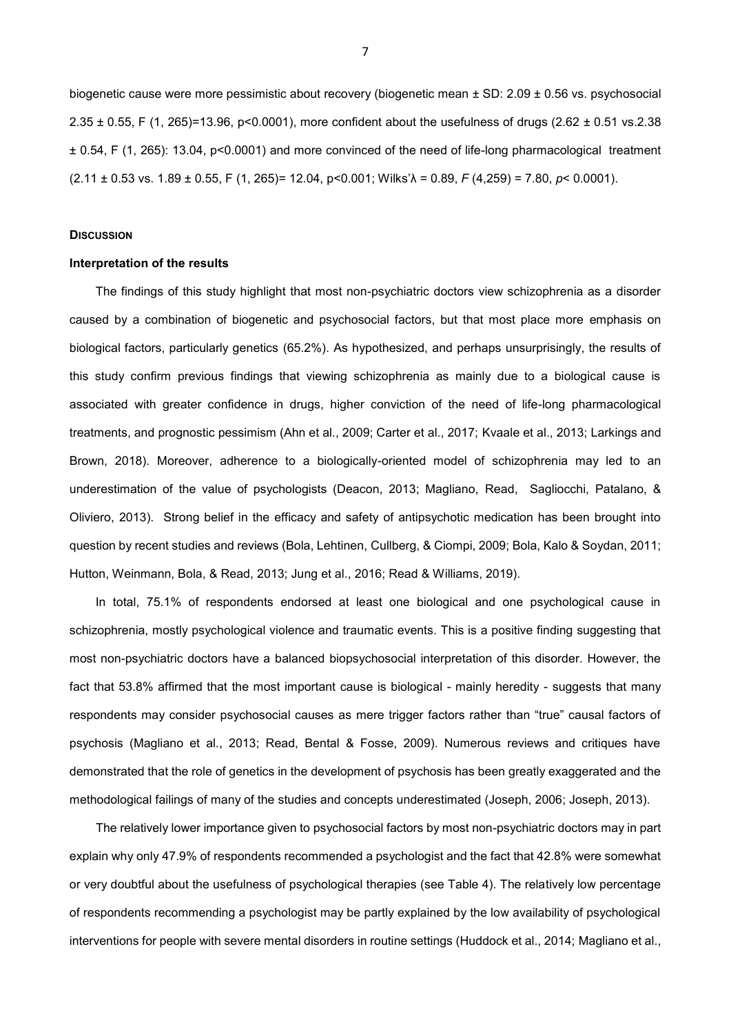biogenetic cause were more pessimistic about recovery (biogenetic mean ± SD: 2.09 ± 0.56 vs. psychosocial 2.35 ± 0.55, $F$ (1, 265)=13.96, $p<0.0001$), more confident about the usefulness of drugs (2.62 ± 0.51 vs.2.38 ± 0.54, $F$ (1, 265): 13.04, $p<0.0001$) and more convinced of the need of life-long pharmacological treatment (2.11 ± 0.53 vs. 1.89 ± 0.55, $F$ (1, 265)= 12.04, $p<0.001$; Wilks'λ = 0.89, $F$ (4,259) = 7.80, $p< 0.0001$).

## Discussion

### Interpretation of the results

The findings of this study highlight that most non-psychiatric doctors view schizophrenia as a disorder caused by a combination of biogenetic and psychosocial factors, but that most place more emphasis on biological factors, particularly genetics (65.2%). As hypothesized, and perhaps unsurprisingly, the results of this study confirm previous findings that viewing schizophrenia as mainly due to a biological cause is associated with greater confidence in drugs, higher conviction of the need of life-long pharmacological treatments, and prognostic pessimism (Ahn et al., 2009; Carter et al., 2017; Kvaale et al., 2013; Larkings and Brown, 2018). Moreover, adherence to a biologically-oriented model of schizophrenia may led to an underestimation of the value of psychologists (Deacon, 2013; Magliano, Read, Sagliocchi, Patalano, & Oliviero, 2013). Strong belief in the efficacy and safety of antipsychotic medication has been brought into question by recent studies and reviews (Bola, Lehtinen, Cullberg, & Ciompi, 2009; Bola, Kalo & Soydan, 2011; Hutton, Weinmann, Bola, & Read, 2013; Jung et al., 2016; Read & Williams, 2019).

In total, 75.1% of respondents endorsed at least one biological and one psychological cause in schizophrenia, mostly psychological violence and traumatic events. This is a positive finding suggesting that most non-psychiatric doctors have a balanced biopsychosocial interpretation of this disorder. However, the fact that 53.8% affirmed that the most important cause is biological - mainly heredity - suggests that many respondents may consider psychosocial causes as mere trigger factors rather than "true" causal factors of psychosis (Magliano et al., 2013; Read, Bental & Fosse, 2009). Numerous reviews and critiques have demonstrated that the role of genetics in the development of psychosis has been greatly exaggerated and the methodological failings of many of the studies and concepts underestimated (Joseph, 2006; Joseph, 2013).

The relatively lower importance given to psychosocial factors by most non-psychiatric doctors may in part explain why only 47.9% of respondents recommended a psychologist and the fact that 42.8% were somewhat or very doubtful about the usefulness of psychological therapies (see Table 4). The relatively low percentage of respondents recommending a psychologist may be partly explained by the low availability of psychological interventions for people with severe mental disorders in routine settings (Huddock et al., 2014; Magliano et al.,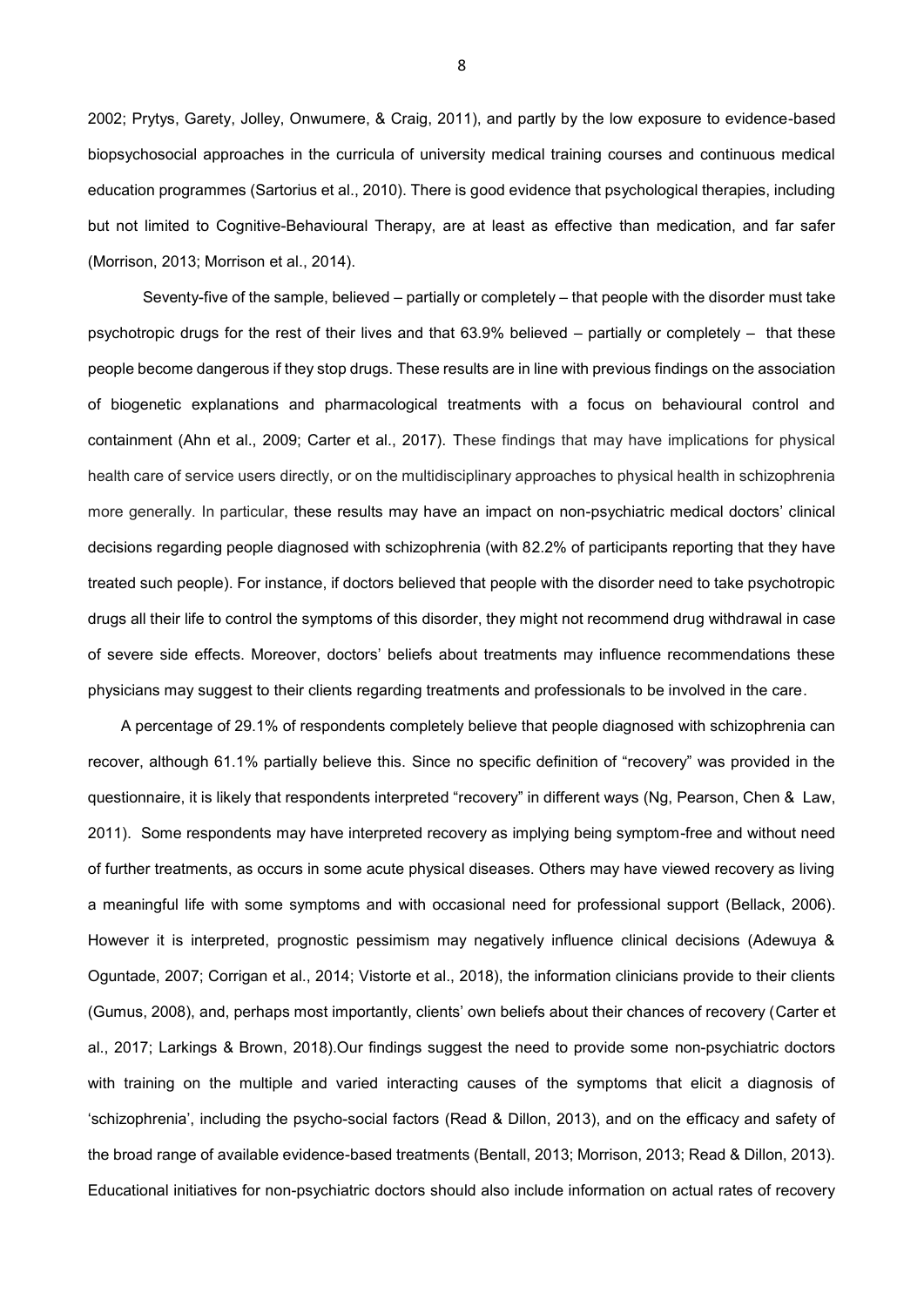2002; Prytys, Garety, Jolley, Onwumere, & Craig, 2011), and partly by the low exposure to evidence-based biopsychosocial approaches in the curricula of university medical training courses and continuous medical education programmes (Sartorius et al., 2010). There is good evidence that psychological therapies, including but not limited to Cognitive-Behavioural Therapy, are at least as effective than medication, and far safer (Morrison, 2013; Morrison et al., 2014).

Seventy-five of the sample, believed – partially or completely – that people with the disorder must take psychotropic drugs for the rest of their lives and that 63.9% believed – partially or completely – that these people become dangerous if they stop drugs. These results are in line with previous findings on the association of biogenetic explanations and pharmacological treatments with a focus on behavioural control and containment (Ahn et al., 2009; Carter et al., 2017). These findings that may have implications for physical health care of service users directly, or on the multidisciplinary approaches to physical health in schizophrenia more generally. In particular, these results may have an impact on non-psychiatric medical doctors' clinical decisions regarding people diagnosed with schizophrenia (with 82.2% of participants reporting that they have treated such people). For instance, if doctors believed that people with the disorder need to take psychotropic drugs all their life to control the symptoms of this disorder, they might not recommend drug withdrawal in case of severe side effects. Moreover, doctors' beliefs about treatments may influence recommendations these physicians may suggest to their clients regarding treatments and professionals to be involved in the care.

A percentage of 29.1% of respondents completely believe that people diagnosed with schizophrenia can recover, although 61.1% partially believe this. Since no specific definition of "recovery" was provided in the questionnaire, it is likely that respondents interpreted "recovery" in different ways (Ng, Pearson, Chen & Law, 2011). Some respondents may have interpreted recovery as implying being symptom-free and without need of further treatments, as occurs in some acute physical diseases. Others may have viewed recovery as living a meaningful life with some symptoms and with occasional need for professional support (Bellack, 2006). However it is interpreted, prognostic pessimism may negatively influence clinical decisions (Adewuya & Oguntade, 2007; Corrigan et al., 2014; Vistorte et al., 2018), the information clinicians provide to their clients (Gumus, 2008), and, perhaps most importantly, clients' own beliefs about their chances of recovery (Carter et al., 2017; Larkings & Brown, 2018).Our findings suggest the need to provide some non-psychiatric doctors with training on the multiple and varied interacting causes of the symptoms that elicit a diagnosis of 'schizophrenia', including the psycho-social factors (Read & Dillon, 2013), and on the efficacy and safety of the broad range of available evidence-based treatments (Bentall, 2013; Morrison, 2013; Read & Dillon, 2013). Educational initiatives for non-psychiatric doctors should also include information on actual rates of recovery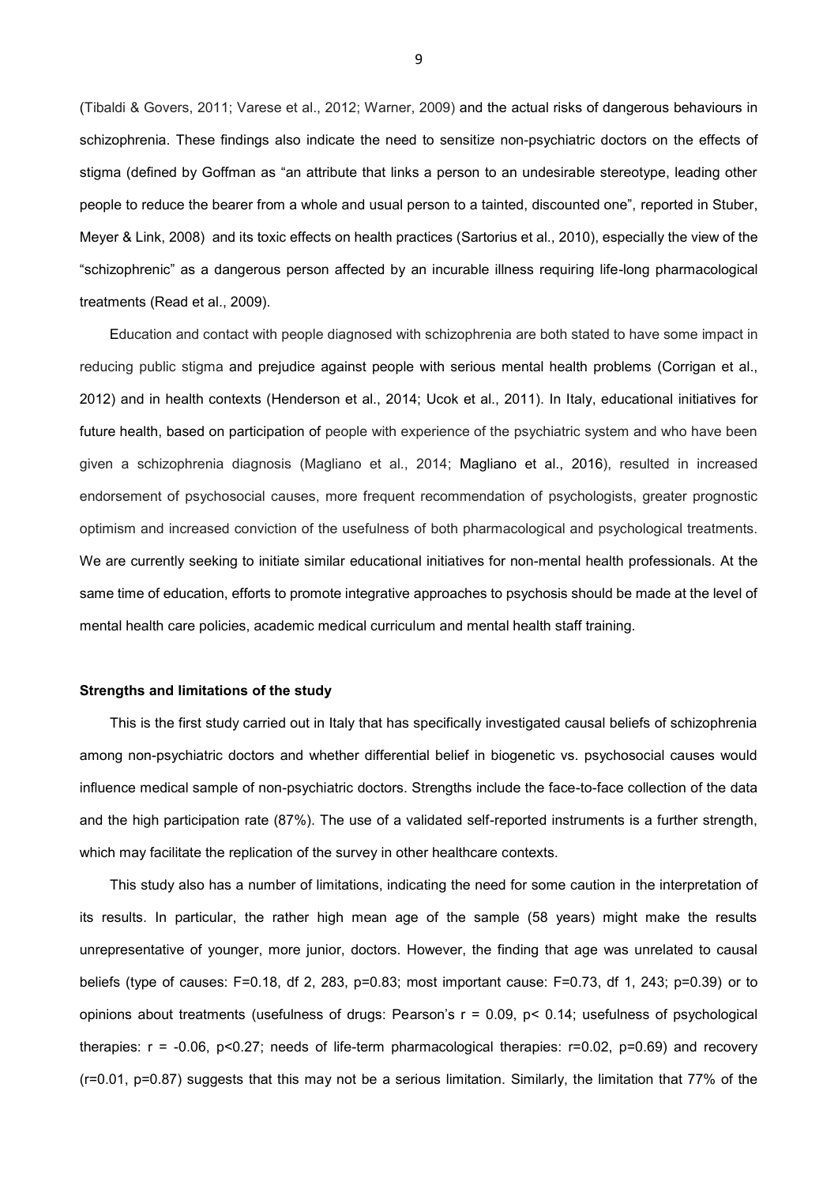(Tibaldi & Govers, 2011; Varese et al., 2012; Warner, 2009) and the actual risks of dangerous behaviours in schizophrenia. These findings also indicate the need to sensitize non-psychiatric doctors on the effects of stigma (defined by Goffman as "an attribute that links a person to an undesirable stereotype, leading other people to reduce the bearer from a whole and usual person to a tainted, discounted one", reported in Stuber, Meyer & Link, 2008) and its toxic effects on health practices (Sartorius et al., 2010), especially the view of the "schizophrenic" as a dangerous person affected by an incurable illness requiring life-long pharmacological treatments (Read et al., 2009).

Education and contact with people diagnosed with schizophrenia are both stated to have some impact in reducing public stigma and prejudice against people with serious mental health problems (Corrigan et al., 2012) and in health contexts (Henderson et al., 2014; Ucok et al., 2011). In Italy, educational initiatives for future health, based on participation of people with experience of the psychiatric system and who have been given a schizophrenia diagnosis (Magliano et al., 2014; Magliano et al., 2016), resulted in increased endorsement of psychosocial causes, more frequent recommendation of psychologists, greater prognostic optimism and increased conviction of the usefulness of both pharmacological and psychological treatments. We are currently seeking to initiate similar educational initiatives for non-mental health professionals. At the same time of education, efforts to promote integrative approaches to psychosis should be made at the level of mental health care policies, academic medical curriculum and mental health staff training.

#### Strengths and limitations of the study

This is the first study carried out in Italy that has specifically investigated causal beliefs of schizophrenia among non-psychiatric doctors and whether differential belief in biogenetic vs. psychosocial causes would influence medical sample of non-psychiatric doctors. Strengths include the face-to-face collection of the data and the high participation rate (87%). The use of a validated self-reported instruments is a further strength, which may facilitate the replication of the survey in other healthcare contexts.

This study also has a number of limitations, indicating the need for some caution in the interpretation of its results. In particular, the rather high mean age of the sample (58 years) might make the results unrepresentative of younger, more junior, doctors. However, the finding that age was unrelated to causal beliefs (type of causes: $F=0.18$, df 2, 283, $p=0.83$; most important cause: $F=0.73$, df 1, 243; $p=0.39$) or to opinions about treatments (usefulness of drugs: Pearson's $r = 0.09$, $p< 0.14$; usefulness of psychological therapies: $r = -0.06$, $p<0.27$; needs of life-term pharmacological therapies: $r=0.02$, $p=0.69$) and recovery ($r=0.01$, $p=0.87$) suggests that this may not be a serious limitation. Similarly, the limitation that 77% of the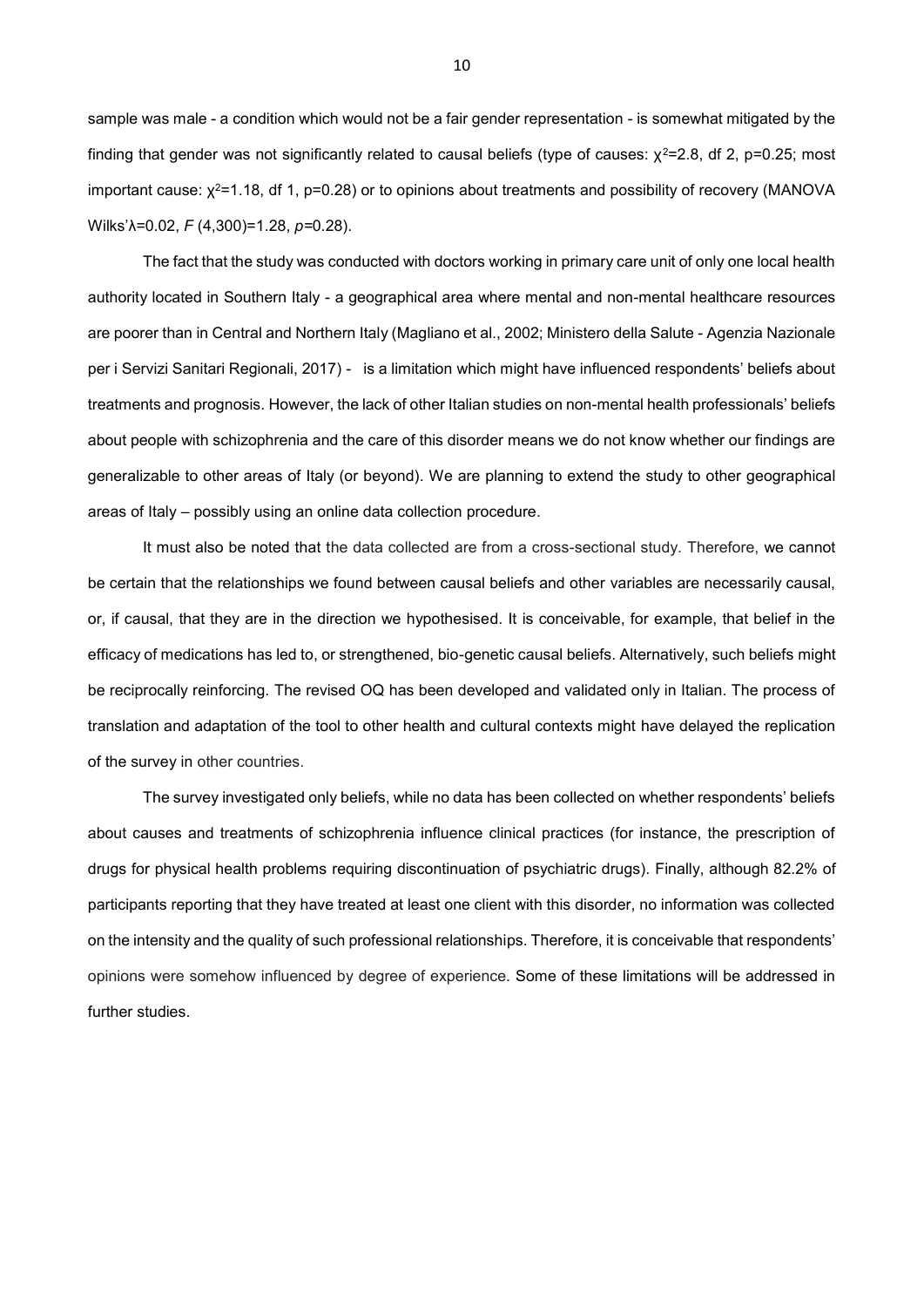sample was male - a condition which would not be a fair gender representation - is somewhat mitigated by the finding that gender was not significantly related to causal beliefs (type of causes: $\chi^2$=2.8, df 2, p=0.25; most important cause: $\chi^2$=1.18, df 1, p=0.28) or to opinions about treatments and possibility of recovery (MANOVA Wilks'λ=0.02, $F$ (4,300)=1.28, $p$=0.28).

The fact that the study was conducted with doctors working in primary care unit of only one local health authority located in Southern Italy - a geographical area where mental and non-mental healthcare resources are poorer than in Central and Northern Italy (Magliano et al., 2002; Ministero della Salute - Agenzia Nazionale per i Servizi Sanitari Regionali, 2017) - is a limitation which might have influenced respondents' beliefs about treatments and prognosis. However, the lack of other Italian studies on non-mental health professionals' beliefs about people with schizophrenia and the care of this disorder means we do not know whether our findings are generalizable to other areas of Italy (or beyond). We are planning to extend the study to other geographical areas of Italy – possibly using an online data collection procedure.

It must also be noted that the data collected are from a cross-sectional study. Therefore, we cannot be certain that the relationships we found between causal beliefs and other variables are necessarily causal, or, if causal, that they are in the direction we hypothesised. It is conceivable, for example, that belief in the efficacy of medications has led to, or strengthened, bio-genetic causal beliefs. Alternatively, such beliefs might be reciprocally reinforcing. The revised OQ has been developed and validated only in Italian. The process of translation and adaptation of the tool to other health and cultural contexts might have delayed the replication of the survey in other countries.

The survey investigated only beliefs, while no data has been collected on whether respondents' beliefs about causes and treatments of schizophrenia influence clinical practices (for instance, the prescription of drugs for physical health problems requiring discontinuation of psychiatric drugs). Finally, although 82.2% of participants reporting that they have treated at least one client with this disorder, no information was collected on the intensity and the quality of such professional relationships. Therefore, it is conceivable that respondents' opinions were somehow influenced by degree of experience. Some of these limitations will be addressed in further studies.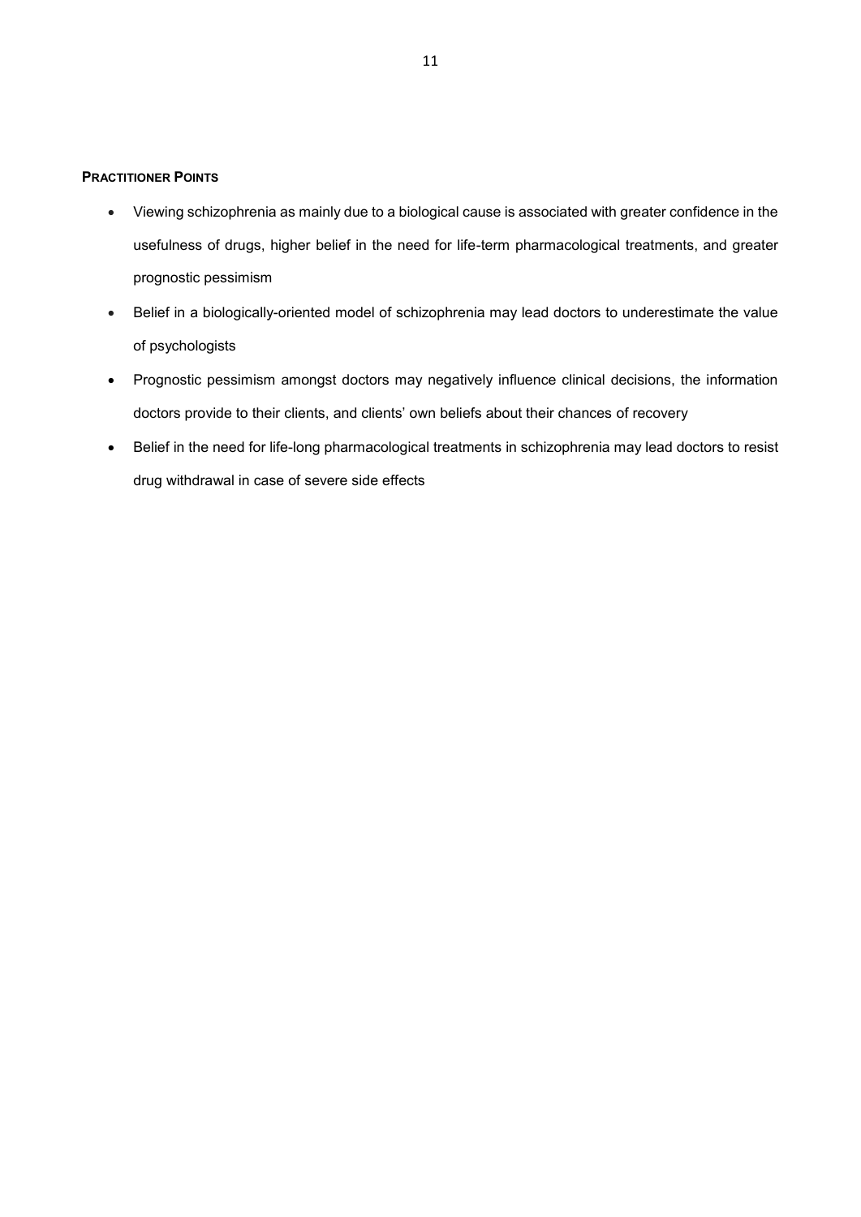**Practitioner Points**

- Viewing schizophrenia as mainly due to a biological cause is associated with greater confidence in the usefulness of drugs, higher belief in the need for life-term pharmacological treatments, and greater prognostic pessimism
- Belief in a biologically-oriented model of schizophrenia may lead doctors to underestimate the value of psychologists
- Prognostic pessimism amongst doctors may negatively influence clinical decisions, the information doctors provide to their clients, and clients' own beliefs about their chances of recovery
- Belief in the need for life-long pharmacological treatments in schizophrenia may lead doctors to resist drug withdrawal in case of severe side effects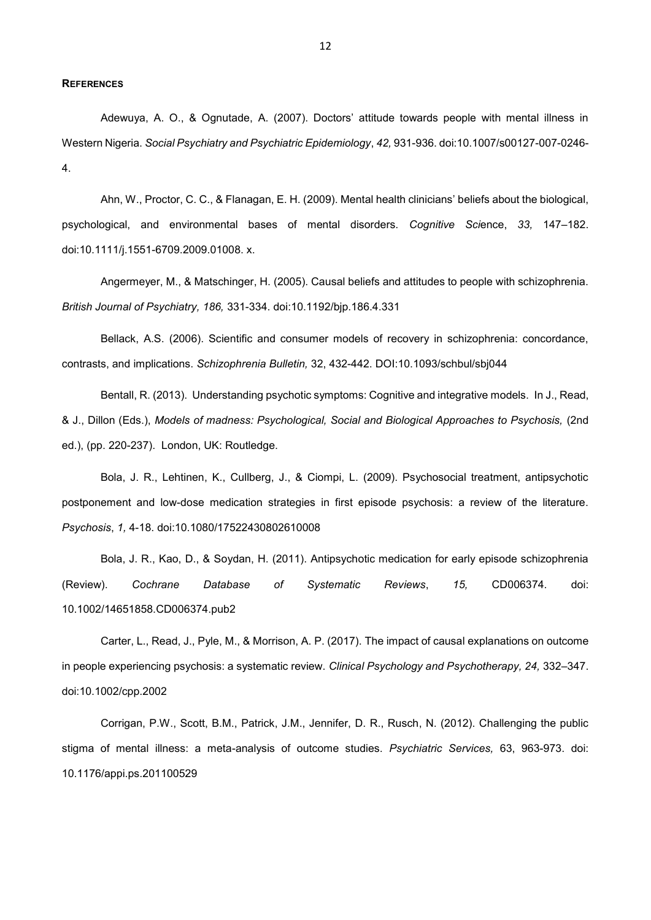**REFERENCES**

Adewuya, A. O., & Ognutade, A. (2007). Doctors' attitude towards people with mental illness in Western Nigeria. *Social Psychiatry and Psychiatric Epidemiology*, *42,* 931-936. doi:10.1007/s00127-007-0246-4.

Ahn, W., Proctor, C. C., & Flanagan, E. H. (2009). Mental health clinicians' beliefs about the biological, psychological, and environmental bases of mental disorders. *Cognitive Sci*ence, *33,* 147–182. doi:10.1111/j.1551-6709.2009.01008. x.

Angermeyer, M., & Matschinger, H. (2005). Causal beliefs and attitudes to people with schizophrenia. *British Journal of Psychiatry, 186,* 331-334. doi:10.1192/bjp.186.4.331

Bellack, A.S. (2006). Scientific and consumer models of recovery in schizophrenia: concordance, contrasts, and implications. *Schizophrenia Bulletin,* 32, 432-442. DOI:10.1093/schbul/sbj044

Bentall, R. (2013). Understanding psychotic symptoms: Cognitive and integrative models. In J., Read, & J., Dillon (Eds.), *Models of madness: Psychological, Social and Biological Approaches to Psychosis,* (2nd ed.), (pp. 220-237). London, UK: Routledge.

Bola, J. R., Lehtinen, K., Cullberg, J., & Ciompi, L. (2009). Psychosocial treatment, antipsychotic postponement and low-dose medication strategies in first episode psychosis: a review of the literature. *Psychosis*, *1,* 4-18. doi:10.1080/17522430802610008

Bola, J. R., Kao, D., & Soydan, H. (2011). Antipsychotic medication for early episode schizophrenia (Review). *Cochrane Database of Systematic Reviews*, *15,* CD006374. doi: 10.1002/14651858.CD006374.pub2

Carter, L., Read, J., Pyle, M., & Morrison, A. P. (2017). The impact of causal explanations on outcome in people experiencing psychosis: a systematic review. *Clinical Psychology and Psychotherapy, 24,* 332–347. doi:10.1002/cpp.2002

Corrigan, P.W., Scott, B.M., Patrick, J.M., Jennifer, D. R., Rusch, N. (2012). Challenging the public stigma of mental illness: a meta-analysis of outcome studies. *Psychiatric Services,* 63, 963-973. doi: 10.1176/appi.ps.201100529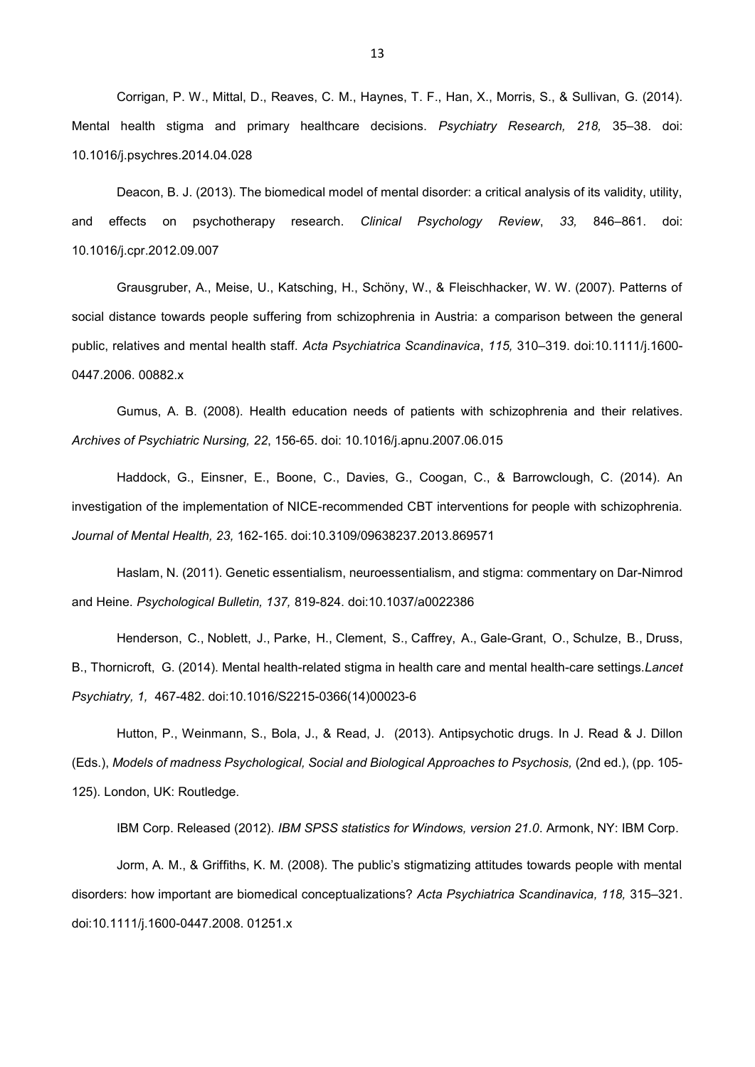Corrigan, P. W., Mittal, D., Reaves, C. M., Haynes, T. F., Han, X., Morris, S., & Sullivan, G. (2014). Mental health stigma and primary healthcare decisions. *Psychiatry Research, 218,* 35–38. doi: 10.1016/j.psychres.2014.04.028

Deacon, B. J. (2013). The biomedical model of mental disorder: a critical analysis of its validity, utility, and effects on psychotherapy research. *Clinical Psychology Review*, *33,* 846–861. doi: 10.1016/j.cpr.2012.09.007

Grausgruber, A., Meise, U., Katsching, H., Schöny, W., & Fleischhacker, W. W. (2007). Patterns of social distance towards people suffering from schizophrenia in Austria: a comparison between the general public, relatives and mental health staff. *Acta Psychiatrica Scandinavica*, *115,* 310–319. doi:10.1111/j.1600-0447.2006. 00882.x

Gumus, A. B. (2008). Health education needs of patients with schizophrenia and their relatives. *Archives of Psychiatric Nursing, 22*, 156-65. doi: 10.1016/j.apnu.2007.06.015

Haddock, G., Einsner, E., Boone, C., Davies, G., Coogan, C., & Barrowclough, C. (2014). An investigation of the implementation of NICE-recommended CBT interventions for people with schizophrenia. *Journal of Mental Health, 23,* 162-165. doi:10.3109/09638237.2013.869571

Haslam, N. (2011). Genetic essentialism, neuroessentialism, and stigma: commentary on Dar-Nimrod and Heine. *Psychological Bulletin, 137,* 819-824. doi:10.1037/a0022386

Henderson, C., Noblett, J., Parke, H., Clement, S., Caffrey, A., Gale-Grant, O., Schulze, B., Druss, B., Thornicroft, G. (2014). Mental health-related stigma in health care and mental health-care settings.*Lancet Psychiatry, 1,* 467-482. doi:10.1016/S2215-0366(14)00023-6

Hutton, P., Weinmann, S., Bola, J., & Read, J. (2013). Antipsychotic drugs. In J. Read & J. Dillon (Eds.), *Models of madness Psychological, Social and Biological Approaches to Psychosis,* (2nd ed.), (pp. 105-125). London, UK: Routledge.

IBM Corp. Released (2012). *IBM SPSS statistics for Windows, version 21.0*. Armonk, NY: IBM Corp.

Jorm, A. M., & Griffiths, K. M. (2008). The public's stigmatizing attitudes towards people with mental disorders: how important are biomedical conceptualizations? *Acta Psychiatrica Scandinavica, 118,* 315–321. doi:10.1111/j.1600-0447.2008. 01251.x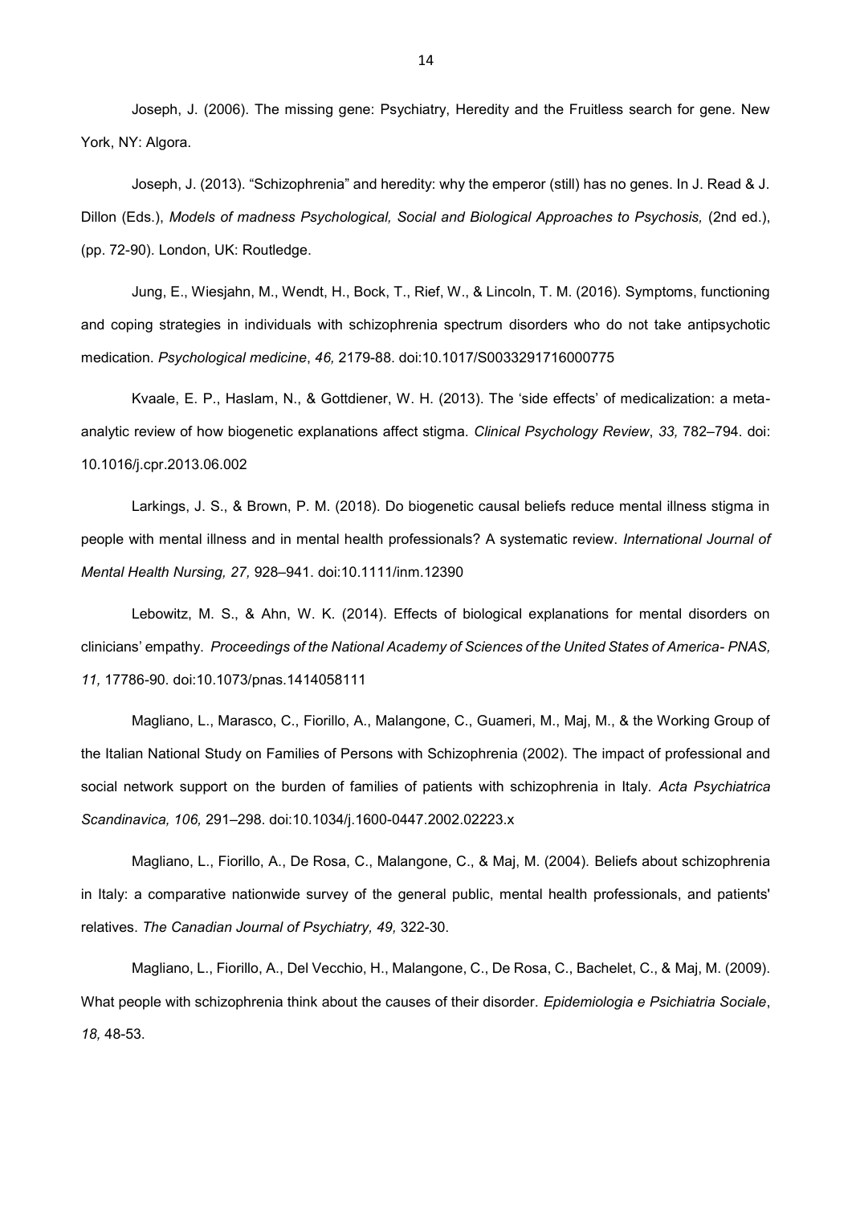Joseph, J. (2006). The missing gene: Psychiatry, Heredity and the Fruitless search for gene. New York, NY: Algora.

Joseph, J. (2013). "Schizophrenia" and heredity: why the emperor (still) has no genes. In J. Read & J. Dillon (Eds.), *Models of madness Psychological, Social and Biological Approaches to Psychosis,* (2nd ed.), (pp. 72-90). London, UK: Routledge.

Jung, E., Wiesjahn, M., Wendt, H., Bock, T., Rief, W., & Lincoln, T. M. (2016). Symptoms, functioning and coping strategies in individuals with schizophrenia spectrum disorders who do not take antipsychotic medication. *Psychological medicine*, *46,* 2179-88. doi:10.1017/S0033291716000775

Kvaale, E. P., Haslam, N., & Gottdiener, W. H. (2013). The 'side effects' of medicalization: a meta-analytic review of how biogenetic explanations affect stigma. *Clinical Psychology Review*, *33,* 782–794. doi: 10.1016/j.cpr.2013.06.002

Larkings, J. S., & Brown, P. M. (2018). Do biogenetic causal beliefs reduce mental illness stigma in people with mental illness and in mental health professionals? A systematic review. *International Journal of Mental Health Nursing, 27,* 928–941. doi:10.1111/inm.12390

Lebowitz, M. S., & Ahn, W. K. (2014). Effects of biological explanations for mental disorders on clinicians' empathy. *Proceedings of the National Academy of Sciences of the United States of America- PNAS, 11,* 17786-90. doi:10.1073/pnas.1414058111

Magliano, L., Marasco, C., Fiorillo, A., Malangone, C., Guameri, M., Maj, M., & the Working Group of the Italian National Study on Families of Persons with Schizophrenia (2002). The impact of professional and social network support on the burden of families of patients with schizophrenia in Italy. *Acta Psychiatrica Scandinavica, 106,* 291–298. doi:10.1034/j.1600-0447.2002.02223.x

Magliano, L., Fiorillo, A., De Rosa, C., Malangone, C., & Maj, M. (2004). Beliefs about schizophrenia in Italy: a comparative nationwide survey of the general public, mental health professionals, and patients' relatives. *The Canadian Journal of Psychiatry, 49,* 322-30.

Magliano, L., Fiorillo, A., Del Vecchio, H., Malangone, C., De Rosa, C., Bachelet, C., & Maj, M. (2009). What people with schizophrenia think about the causes of their disorder. *Epidemiologia e Psichiatria Sociale*, *18,* 48-53.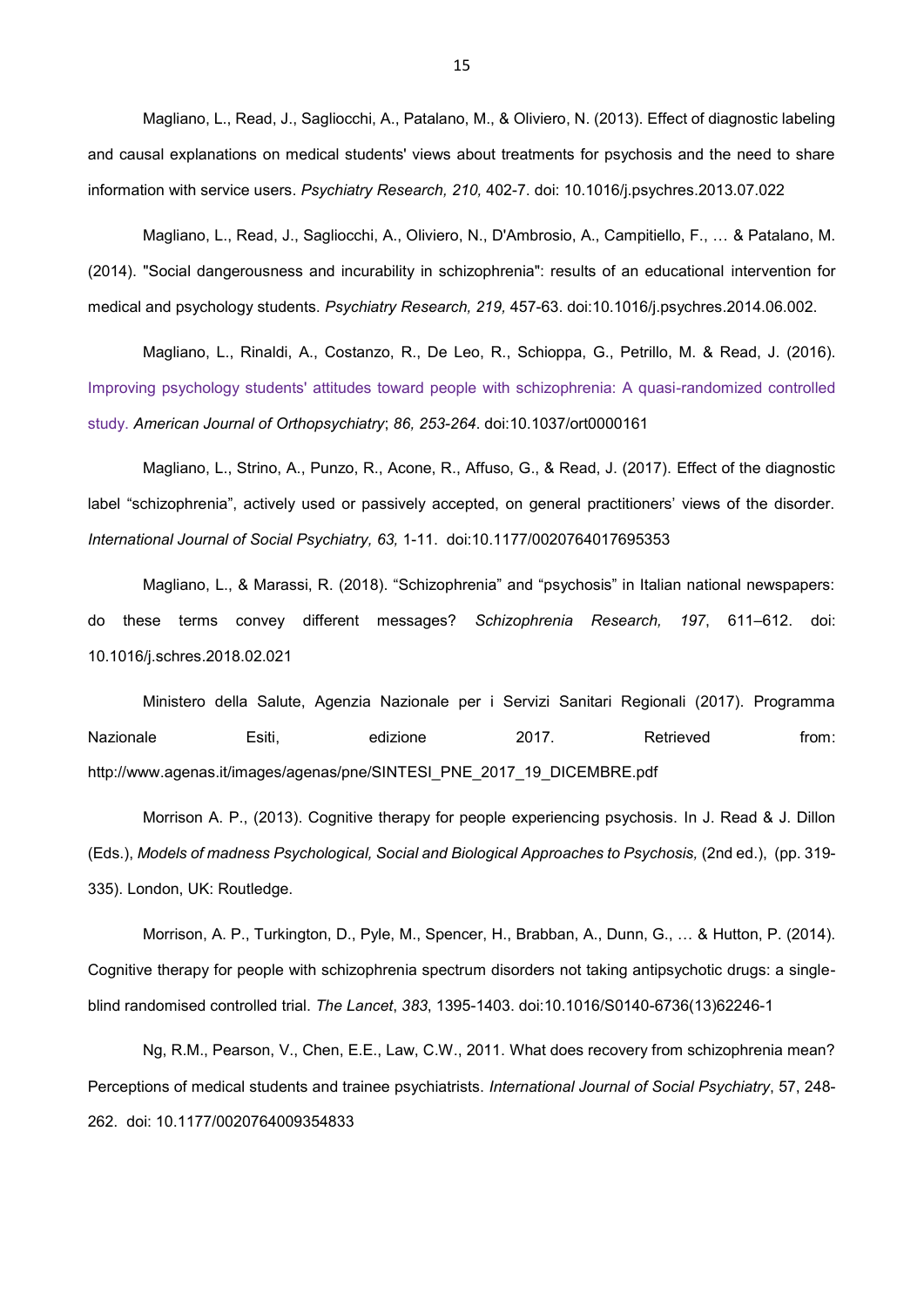Magliano, L., Read, J., Sagliocchi, A., Patalano, M., & Oliviero, N. (2013). Effect of diagnostic labeling and causal explanations on medical students' views about treatments for psychosis and the need to share information with service users. *Psychiatry Research, 210,* 402-7. doi: 10.1016/j.psychres.2013.07.022

Magliano, L., Read, J., Sagliocchi, A., Oliviero, N., D'Ambrosio, A., Campitiello, F., … & Patalano, M. (2014). "Social dangerousness and incurability in schizophrenia": results of an educational intervention for medical and psychology students. *Psychiatry Research, 219,* 457-63. doi:10.1016/j.psychres.2014.06.002.

Magliano, L., Rinaldi, A., Costanzo, R., De Leo, R., Schioppa, G., Petrillo, M. & Read, J. (2016). Improving psychology students' attitudes toward people with schizophrenia: A quasi-randomized controlled study. *American Journal of Orthopsychiatry*; *86, 253-264*. doi:10.1037/ort0000161

Magliano, L., Strino, A., Punzo, R., Acone, R., Affuso, G., & Read, J. (2017). Effect of the diagnostic label "schizophrenia", actively used or passively accepted, on general practitioners' views of the disorder. *International Journal of Social Psychiatry, 63,* 1-11. doi:10.1177/0020764017695353

Magliano, L., & Marassi, R. (2018). "Schizophrenia" and "psychosis" in Italian national newspapers: do these terms convey different messages? *Schizophrenia Research, 197*, 611–612. doi: 10.1016/j.schres.2018.02.021

Ministero della Salute, Agenzia Nazionale per i Servizi Sanitari Regionali (2017). Programma Nazionale Esiti, edizione 2017. Retrieved from: http://www.agenas.it/images/agenas/pne/SINTESI_PNE_2017_19_DICEMBRE.pdf

Morrison A. P., (2013). Cognitive therapy for people experiencing psychosis. In J. Read & J. Dillon (Eds.), *Models of madness Psychological, Social and Biological Approaches to Psychosis,* (2nd ed.), (pp. 319-335). London, UK: Routledge.

Morrison, A. P., Turkington, D., Pyle, M., Spencer, H., Brabban, A., Dunn, G., … & Hutton, P. (2014). Cognitive therapy for people with schizophrenia spectrum disorders not taking antipsychotic drugs: a single-blind randomised controlled trial. *The Lancet*, *383*, 1395-1403. doi:10.1016/S0140-6736(13)62246-1

Ng, R.M., Pearson, V., Chen, E.E., Law, C.W., 2011. What does recovery from schizophrenia mean? Perceptions of medical students and trainee psychiatrists. *International Journal of Social Psychiatry*, 57, 248-262. doi: 10.1177/0020764009354833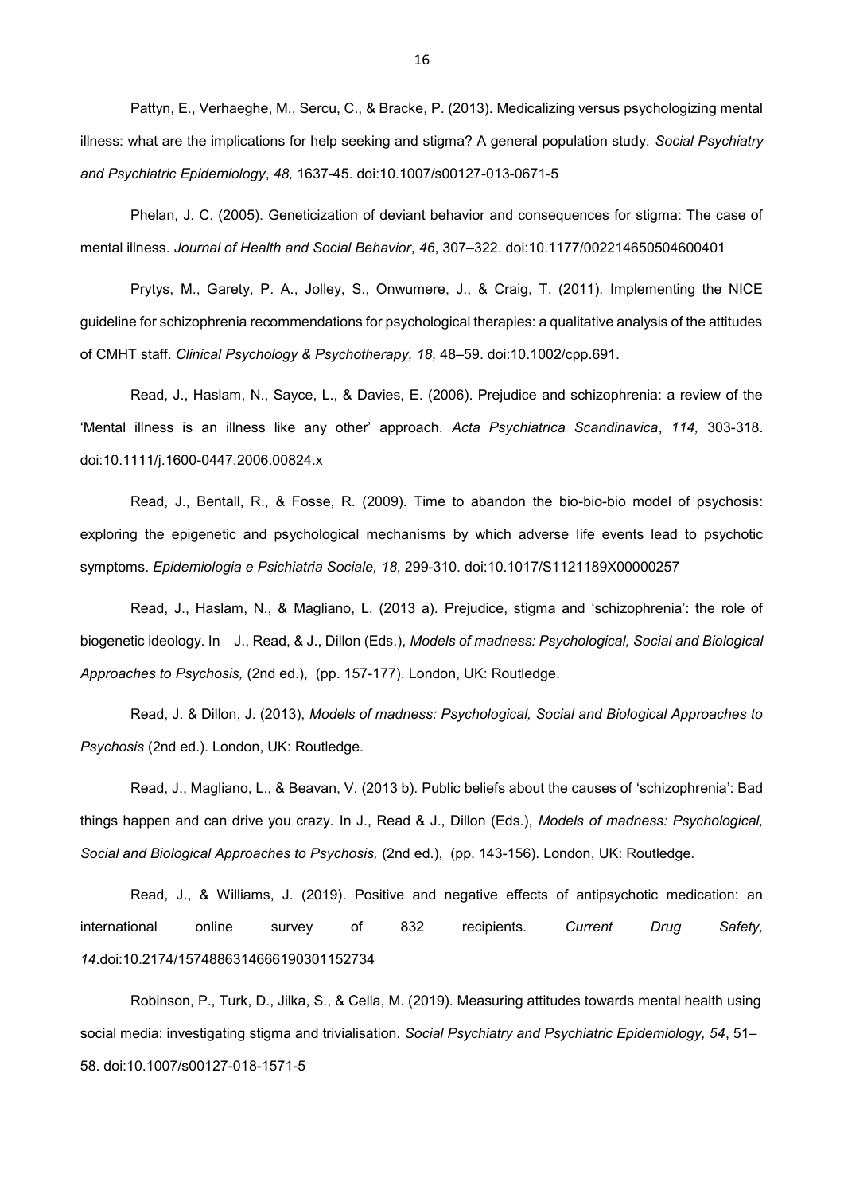Pattyn, E., Verhaeghe, M., Sercu, C., & Bracke, P. (2013). Medicalizing versus psychologizing mental illness: what are the implications for help seeking and stigma? A general population study. *Social Psychiatry and Psychiatric Epidemiology*, *48,* 1637-45. doi:10.1007/s00127-013-0671-5

Phelan, J. C. (2005). Geneticization of deviant behavior and consequences for stigma: The case of mental illness. *Journal of Health and Social Behavior*, *46*, 307–322. doi:10.1177/002214650504600401

Prytys, M., Garety, P. A., Jolley, S., Onwumere, J., & Craig, T. (2011). Implementing the NICE guideline for schizophrenia recommendations for psychological therapies: a qualitative analysis of the attitudes of CMHT staff. *Clinical Psychology & Psychotherapy, 18,* 48–59. doi:10.1002/cpp.691.

Read, J., Haslam, N., Sayce, L., & Davies, E. (2006). Prejudice and schizophrenia: a review of the 'Mental illness is an illness like any other' approach. *Acta Psychiatrica Scandinavica*, *114,* 303-318. doi:10.1111/j.1600-0447.2006.00824.x

Read, J., Bentall, R., & Fosse, R. (2009). Time to abandon the bio-bio-bio model of psychosis: exploring the epigenetic and psychological mechanisms by which adverse life events lead to psychotic symptoms. *Epidemiologia e Psichiatria Sociale, 18*, 299-310. doi:10.1017/S1121189X00000257

Read, J., Haslam, N., & Magliano, L. (2013 a). Prejudice, stigma and 'schizophrenia': the role of biogenetic ideology. In J., Read, & J., Dillon (Eds.), *Models of madness: Psychological, Social and Biological Approaches to Psychosis,* (2nd ed.), (pp. 157-177). London, UK: Routledge.

Read, J. & Dillon, J. (2013), *Models of madness: Psychological, Social and Biological Approaches to Psychosis* (2nd ed.). London, UK: Routledge.

Read, J., Magliano, L., & Beavan, V. (2013 b). Public beliefs about the causes of 'schizophrenia': Bad things happen and can drive you crazy. In J., Read & J., Dillon (Eds.), *Models of madness: Psychological, Social and Biological Approaches to Psychosis,* (2nd ed.), (pp. 143-156). London, UK: Routledge.

Read, J., & Williams, J. (2019). Positive and negative effects of antipsychotic medication: an international online survey of 832 recipients. *Current Drug Safety, 14*.doi:10.2174/1574886314666190301152734

Robinson, P., Turk, D., Jilka, S., & Cella, M. (2019). Measuring attitudes towards mental health using social media: investigating stigma and trivialisation. *Social Psychiatry and Psychiatric Epidemiology, 54*, 51–58. doi:10.1007/s00127-018-1571-5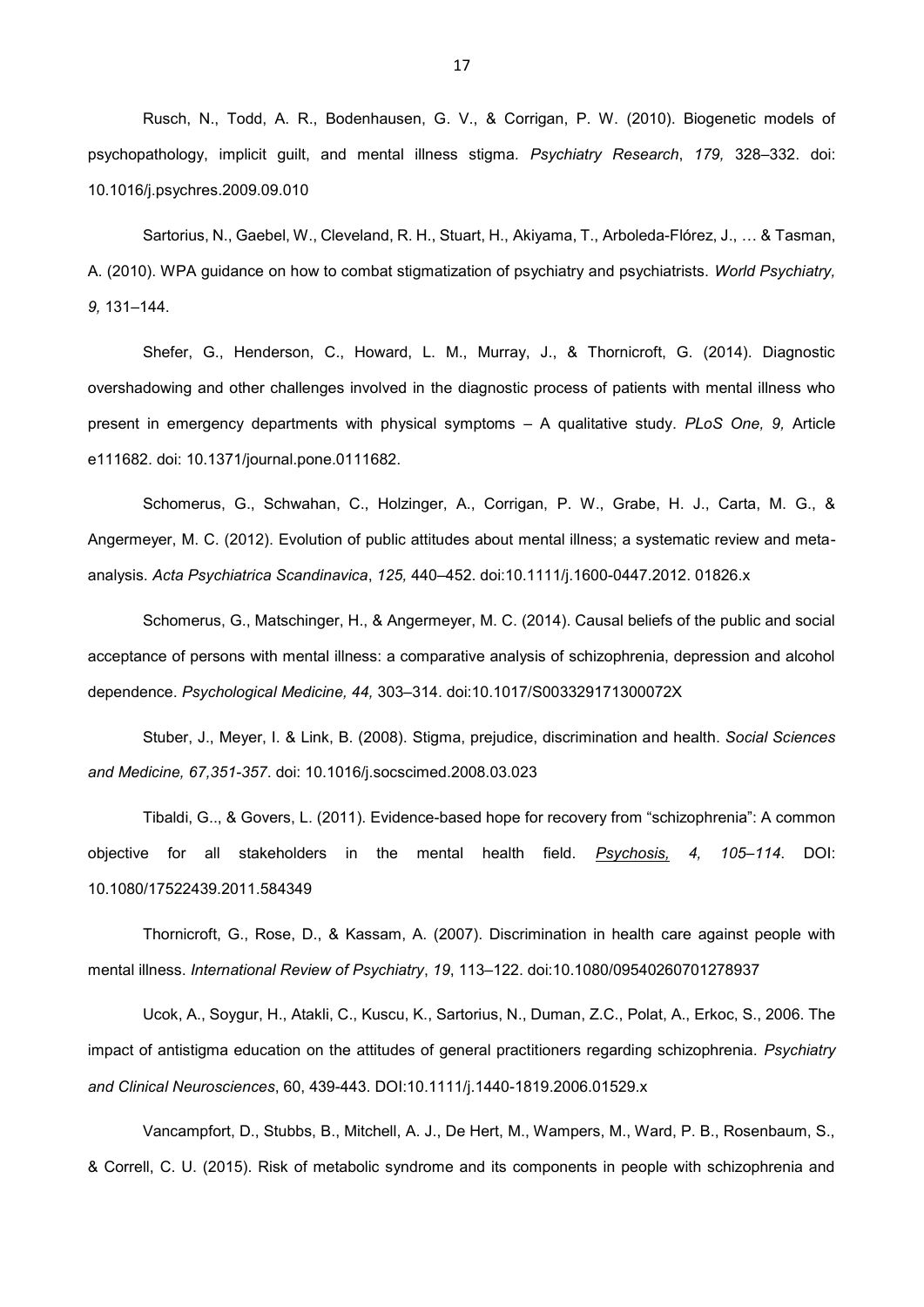Rusch, N., Todd, A. R., Bodenhausen, G. V., & Corrigan, P. W. (2010). Biogenetic models of psychopathology, implicit guilt, and mental illness stigma. *Psychiatry Research*, *179,* 328–332. doi: 10.1016/j.psychres.2009.09.010

Sartorius, N., Gaebel, W., Cleveland, R. H., Stuart, H., Akiyama, T., Arboleda-Flórez, J., … & Tasman, A. (2010). WPA guidance on how to combat stigmatization of psychiatry and psychiatrists. *World Psychiatry, 9,* 131–144.

Shefer, G., Henderson, C., Howard, L. M., Murray, J., & Thornicroft, G. (2014). Diagnostic overshadowing and other challenges involved in the diagnostic process of patients with mental illness who present in emergency departments with physical symptoms – A qualitative study. *PLoS One, 9,* Article e111682. doi: 10.1371/journal.pone.0111682.

Schomerus, G., Schwahan, C., Holzinger, A., Corrigan, P. W., Grabe, H. J., Carta, M. G., & Angermeyer, M. C. (2012). Evolution of public attitudes about mental illness; a systematic review and meta-analysis. *Acta Psychiatrica Scandinavica*, *125,* 440–452. doi:10.1111/j.1600-0447.2012. 01826.x

Schomerus, G., Matschinger, H., & Angermeyer, M. C. (2014). Causal beliefs of the public and social acceptance of persons with mental illness: a comparative analysis of schizophrenia, depression and alcohol dependence. *Psychological Medicine, 44,* 303–314. doi:10.1017/S003329171300072X

Stuber, J., Meyer, I. & Link, B. (2008). Stigma, prejudice, discrimination and health. *Social Sciences and Medicine, 67,351-357*. doi: 10.1016/j.socscimed.2008.03.023

Tibaldi, G.., & Govers, L. (2011). Evidence-based hope for recovery from "schizophrenia": A common objective for all stakeholders in the mental health field. *Psychosis, 4, 105–114*. DOI: 10.1080/17522439.2011.584349

Thornicroft, G., Rose, D., & Kassam, A. (2007). Discrimination in health care against people with mental illness. *International Review of Psychiatry*, *19*, 113–122. doi:10.1080/09540260701278937

Ucok, A., Soygur, H., Atakli, C., Kuscu, K., Sartorius, N., Duman, Z.C., Polat, A., Erkoc, S., 2006. The impact of antistigma education on the attitudes of general practitioners regarding schizophrenia. *Psychiatry and Clinical Neurosciences*, 60, 439-443. DOI:10.1111/j.1440-1819.2006.01529.x

Vancampfort, D., Stubbs, B., Mitchell, A. J., De Hert, M., Wampers, M., Ward, P. B., Rosenbaum, S., & Correll, C. U. (2015). Risk of metabolic syndrome and its components in people with schizophrenia and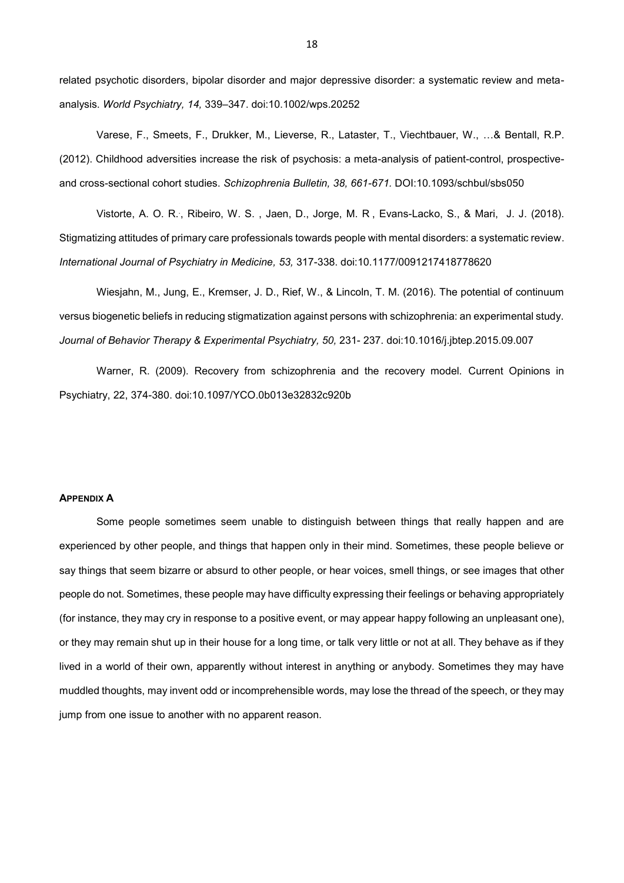related psychotic disorders, bipolar disorder and major depressive disorder: a systematic review and meta-analysis. *World Psychiatry, 14,* 339–347. doi:10.1002/wps.20252

Varese, F., Smeets, F., Drukker, M., Lieverse, R., Lataster, T., Viechtbauer, W., …& Bentall, R.P. (2012). Childhood adversities increase the risk of psychosis: a meta-analysis of patient-control, prospective- and cross-sectional cohort studies. *Schizophrenia Bulletin, 38, 661-671.* DOI:10.1093/schbul/sbs050

Vistorte, A. O. R.., Ribeiro, W. S. , Jaen, D., Jorge, M. R , Evans-Lacko, S., & Mari, J. J. (2018). Stigmatizing attitudes of primary care professionals towards people with mental disorders: a systematic review. *International Journal of Psychiatry in Medicine, 53,* 317-338. doi:10.1177/0091217418778620

Wiesjahn, M., Jung, E., Kremser, J. D., Rief, W., & Lincoln, T. M. (2016). The potential of continuum versus biogenetic beliefs in reducing stigmatization against persons with schizophrenia: an experimental study. *Journal of Behavior Therapy & Experimental Psychiatry, 50,* 231- 237. doi:10.1016/j.jbtep.2015.09.007

Warner, R. (2009). Recovery from schizophrenia and the recovery model. Current Opinions in Psychiatry, 22, 374-380. doi:10.1097/YCO.0b013e32832c920b

## APPENDIX A

Some people sometimes seem unable to distinguish between things that really happen and are experienced by other people, and things that happen only in their mind. Sometimes, these people believe or say things that seem bizarre or absurd to other people, or hear voices, smell things, or see images that other people do not. Sometimes, these people may have difficulty expressing their feelings or behaving appropriately (for instance, they may cry in response to a positive event, or may appear happy following an unpleasant one), or they may remain shut up in their house for a long time, or talk very little or not at all. They behave as if they lived in a world of their own, apparently without interest in anything or anybody. Sometimes they may have muddled thoughts, may invent odd or incomprehensible words, may lose the thread of the speech, or they may jump from one issue to another with no apparent reason.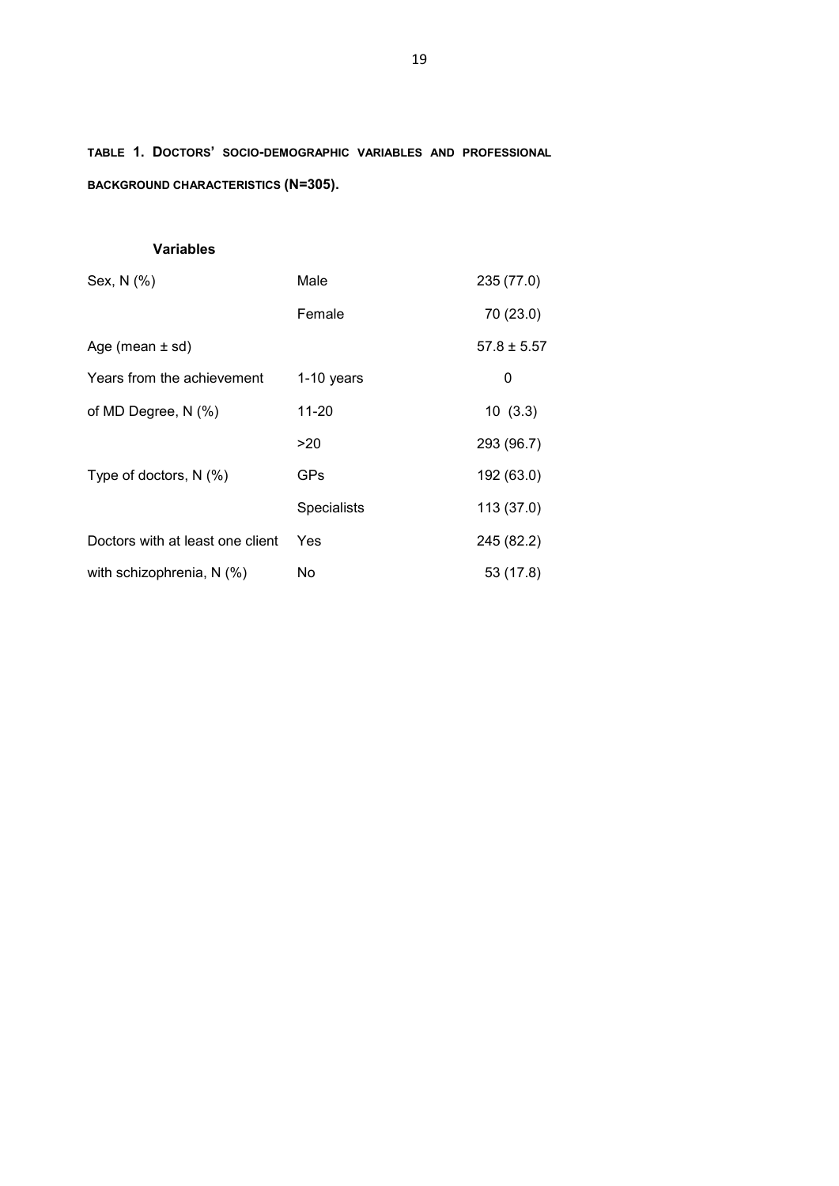**TABLE 1. DOCTORS' SOCIO-DEMOGRAPHIC VARIABLES AND PROFESSIONAL BACKGROUND CHARACTERISTICS (N=305).**

| Variables | | |
|---|---|---|
| Sex, N (%) | Male | 235 (77.0) |
| | Female | 70 (23.0) |
| Age (mean ± sd) | | 57.8 ± 5.57 |
| Years from the achievement of MD Degree, N (%) | 1-10 years | 0 |
| | 11-20 | 10 (3.3) |
| | >20 | 293 (96.7) |
| Type of doctors, N (%) | GPs | 192 (63.0) |
| | Specialists | 113 (37.0) |
| Doctors with at least one client with schizophrenia, N (%) | Yes | 245 (82.2) |
| | No | 53 (17.8) |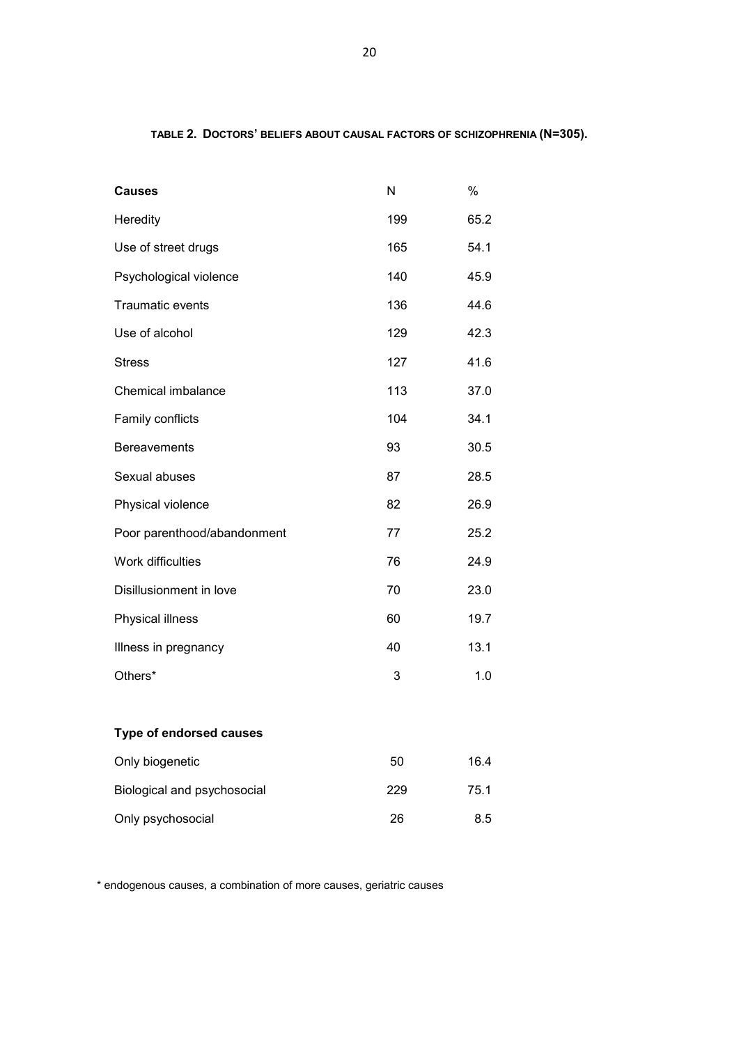**TABLE 2. DOCTORS' BELIEFS ABOUT CAUSAL FACTORS OF SCHIZOPHRENIA (N=305).**

| **Causes** | N | % |
|---|---|---|
| Heredity | 199 | 65.2 |
| Use of street drugs | 165 | 54.1 |
| Psychological violence | 140 | 45.9 |
| Traumatic events | 136 | 44.6 |
| Use of alcohol | 129 | 42.3 |
| Stress | 127 | 41.6 |
| Chemical imbalance | 113 | 37.0 |
| Family conflicts | 104 | 34.1 |
| Bereavements | 93 | 30.5 |
| Sexual abuses | 87 | 28.5 |
| Physical violence | 82 | 26.9 |
| Poor parenthood/abandonment | 77 | 25.2 |
| Work difficulties | 76 | 24.9 |
| Disillusionment in love | 70 | 23.0 |
| Physical illness | 60 | 19.7 |
| Illness in pregnancy | 40 | 13.1 |
| Others* | 3 | 1.0 |
| | | |
| **Type of endorsed causes** | | |
| Only biogenetic | 50 | 16.4 |
| Biological and psychosocial | 229 | 75.1 |
| Only psychosocial | 26 | 8.5 |

* endogenous causes, a combination of more causes, geriatric causes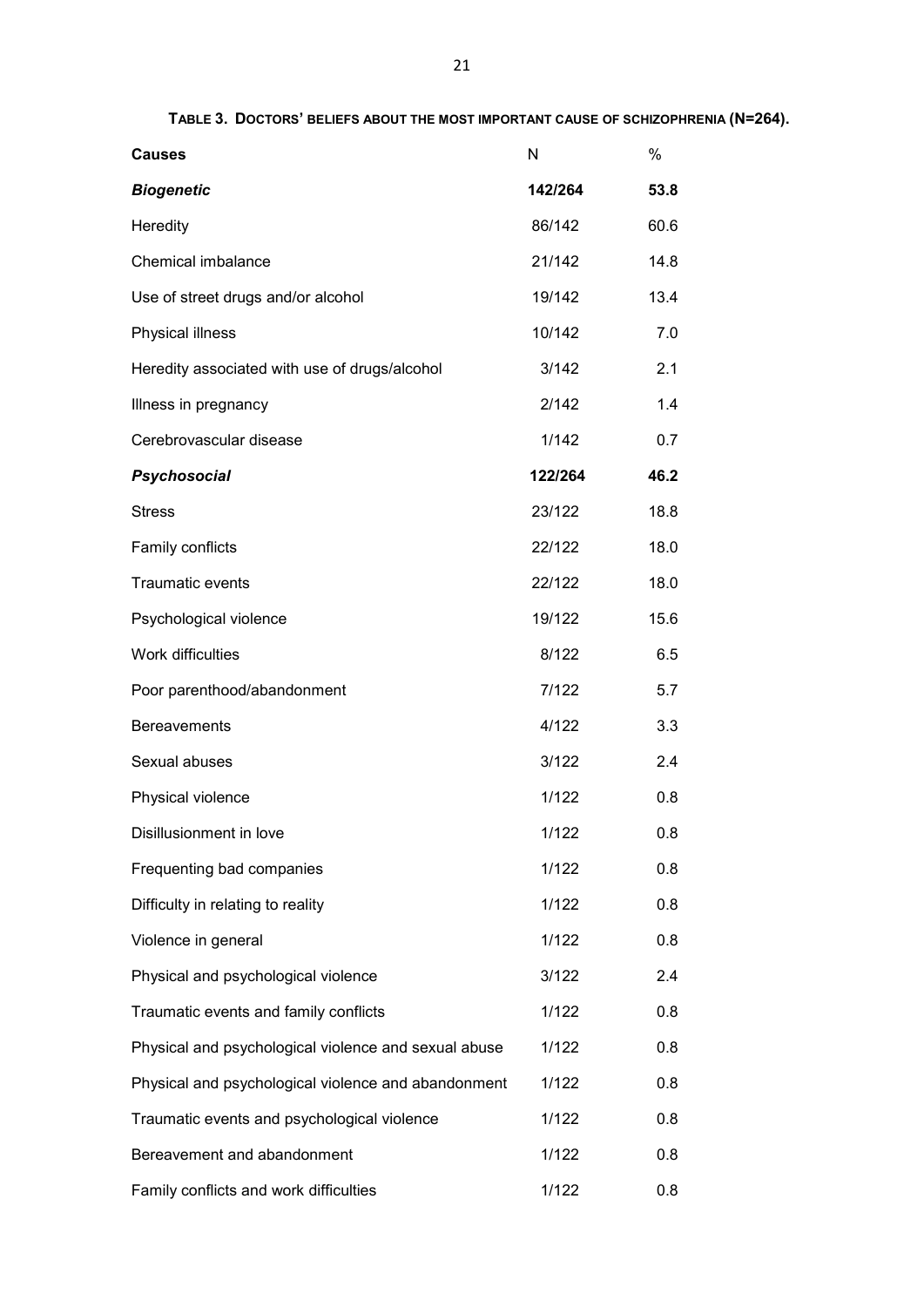**TABLE 3. DOCTORS' BELIEFS ABOUT THE MOST IMPORTANT CAUSE OF SCHIZOPHRENIA (N=264).**

| Causes | N | % |
|---|---|---|
| ***Biogenetic*** | **142/264** | **53.8** |
| Heredity | 86/142 | 60.6 |
| Chemical imbalance | 21/142 | 14.8 |
| Use of street drugs and/or alcohol | 19/142 | 13.4 |
| Physical illness | 10/142 | 7.0 |
| Heredity associated with use of drugs/alcohol | 3/142 | 2.1 |
| Illness in pregnancy | 2/142 | 1.4 |
| Cerebrovascular disease | 1/142 | 0.7 |
| ***Psychosocial*** | **122/264** | **46.2** |
| Stress | 23/122 | 18.8 |
| Family conflicts | 22/122 | 18.0 |
| Traumatic events | 22/122 | 18.0 |
| Psychological violence | 19/122 | 15.6 |
| Work difficulties | 8/122 | 6.5 |
| Poor parenthood/abandonment | 7/122 | 5.7 |
| Bereavements | 4/122 | 3.3 |
| Sexual abuses | 3/122 | 2.4 |
| Physical violence | 1/122 | 0.8 |
| Disillusionment in love | 1/122 | 0.8 |
| Frequenting bad companies | 1/122 | 0.8 |
| Difficulty in relating to reality | 1/122 | 0.8 |
| Violence in general | 1/122 | 0.8 |
| Physical and psychological violence | 3/122 | 2.4 |
| Traumatic events and family conflicts | 1/122 | 0.8 |
| Physical and psychological violence and sexual abuse | 1/122 | 0.8 |
| Physical and psychological violence and abandonment | 1/122 | 0.8 |
| Traumatic events and psychological violence | 1/122 | 0.8 |
| Bereavement and abandonment | 1/122 | 0.8 |
| Family conflicts and work difficulties | 1/122 | 0.8 |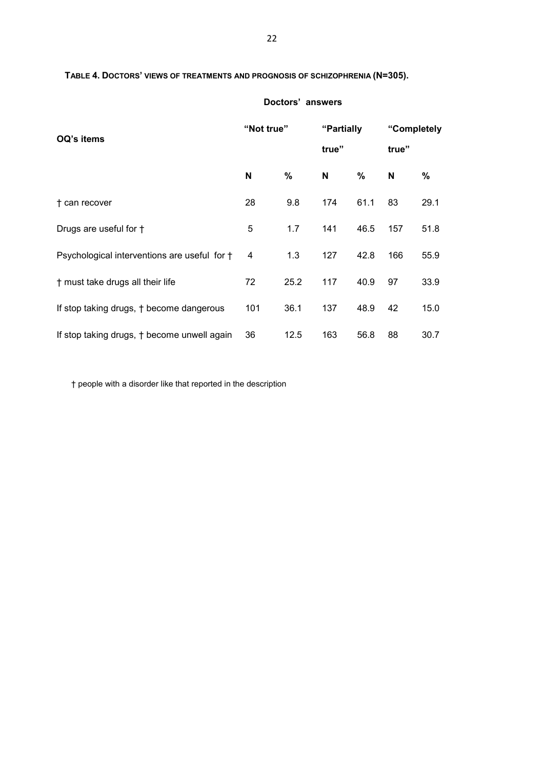**TABLE 4. DOCTORS' VIEWS OF TREATMENTS AND PROGNOSIS OF SCHIZOPHRENIA (N=305).**

| OQ's items | Doctors' answers | | | | | |
|---|---|---|---|---|---|---|
| | "Not true" | | "Partially true" | | "Completely true" | |
| | N | % | N | % | N | % |
| † can recover | 28 | 9.8 | 174 | 61.1 | 83 | 29.1 |
| Drugs are useful for † | 5 | 1.7 | 141 | 46.5 | 157 | 51.8 |
| Psychological interventions are useful for † | 4 | 1.3 | 127 | 42.8 | 166 | 55.9 |
| † must take drugs all their life | 72 | 25.2 | 117 | 40.9 | 97 | 33.9 |
| If stop taking drugs, † become dangerous | 101 | 36.1 | 137 | 48.9 | 42 | 15.0 |
| If stop taking drugs, † become unwell again | 36 | 12.5 | 163 | 56.8 | 88 | 30.7 |

† people with a disorder like that reported in the description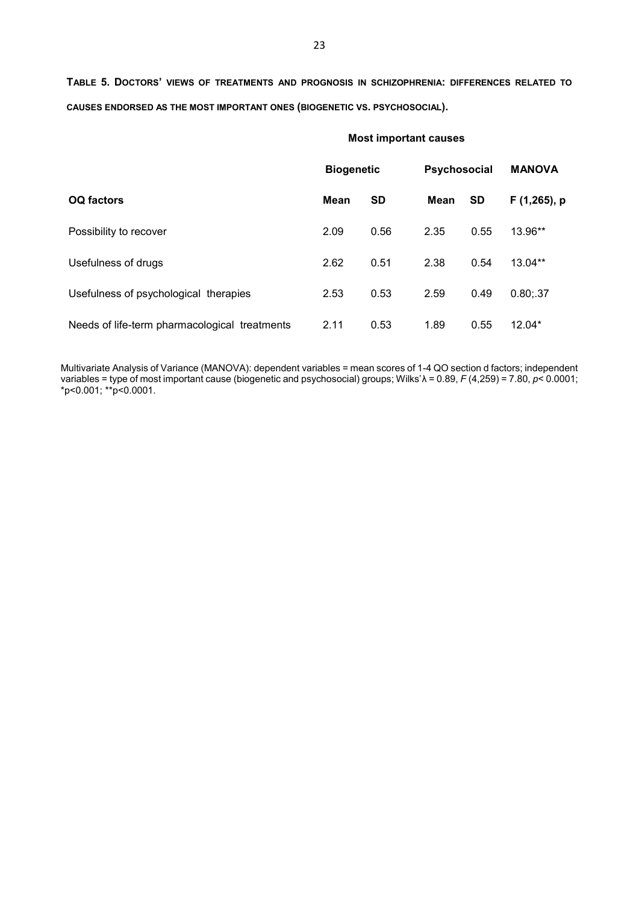**TABLE 5. DOCTORS' VIEWS OF TREATMENTS AND PROGNOSIS IN SCHIZOPHRENIA: DIFFERENCES RELATED TO CAUSES ENDORSED AS THE MOST IMPORTANT ONES (BIOGENETIC VS. PSYCHOSOCIAL).**

| | Most important causes | | | | |
|---|---|---|---|---|---|
| | **Biogenetic** | | **Psychosocial** | | **MANOVA** |
| **OQ factors** | **Mean** | **SD** | **Mean** | **SD** | **F (1,265), p** |
| Possibility to recover | 2.09 | 0.56 | 2.35 | 0.55 | 13.96** |
| Usefulness of drugs | 2.62 | 0.51 | 2.38 | 0.54 | 13.04** |
| Usefulness of psychological therapies | 2.53 | 0.53 | 2.59 | 0.49 | 0.80;.37 |
| Needs of life-term pharmacological treatments | 2.11 | 0.53 | 1.89 | 0.55 | 12.04* |

Multivariate Analysis of Variance (MANOVA): dependent variables = mean scores of 1-4 QO section d factors; independent variables = type of most important cause (biogenetic and psychosocial) groups; Wilks' $\lambda$ = 0.89, $F_{(4,259)} = 7.80$, $p < 0.0001$; *$p<0.001$; **$p<0.0001$.